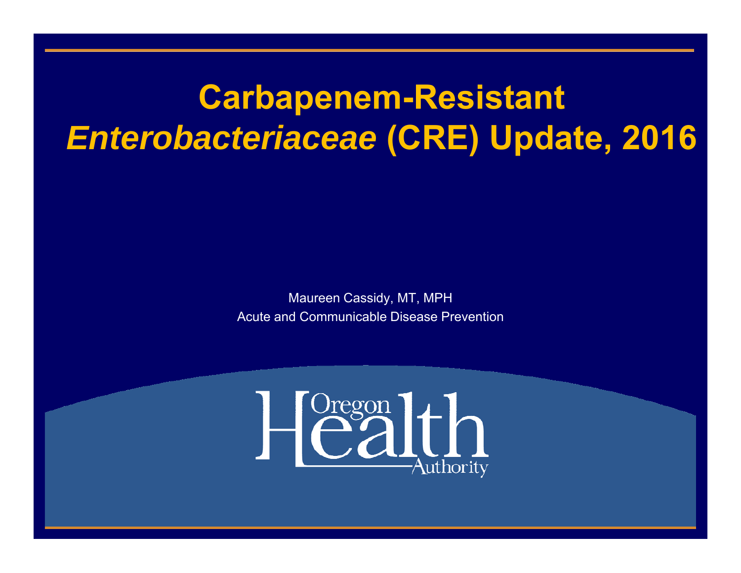# Carbapenem-Resistant *Enterobacteriaceae* (CRE) Update, 2016

Maureen Cassidy, MT, MPH

Acute and Communicable Disease Prevention

Oregon Health Authority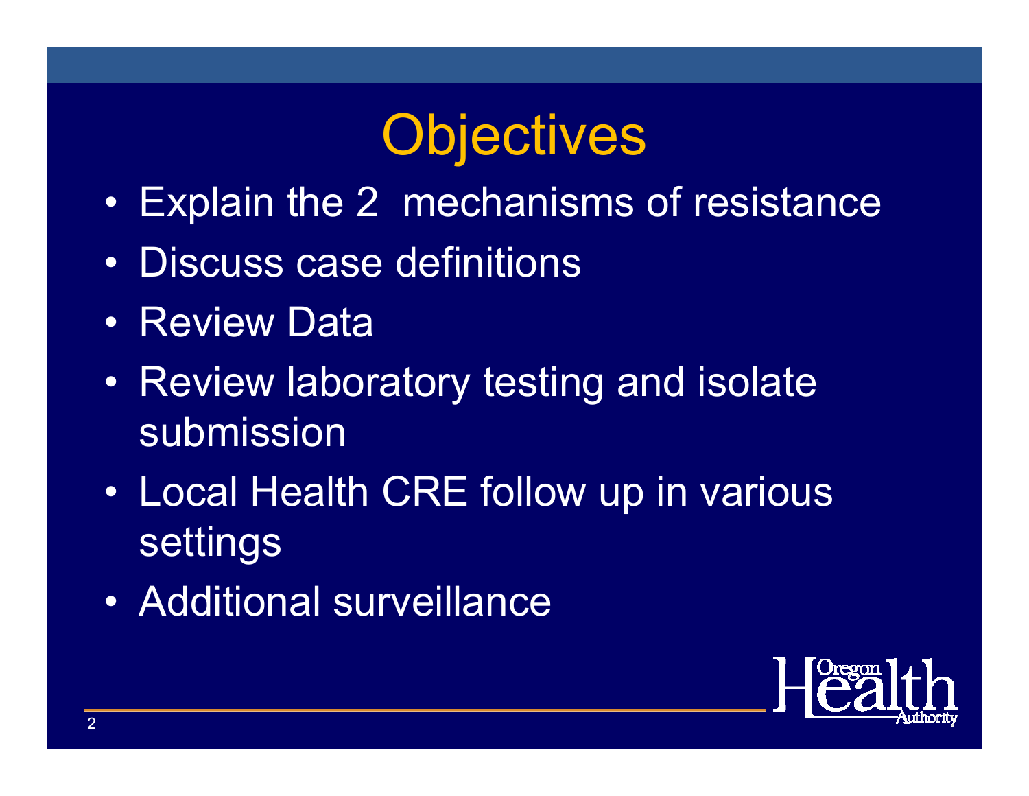# Objectives

- Explain the 2  mechanisms of resistance
- Discuss case definitions
- Review Data
- Review laboratory testing and isolate submission
- Local Health CRE follow up in various settings
- Additional surveillance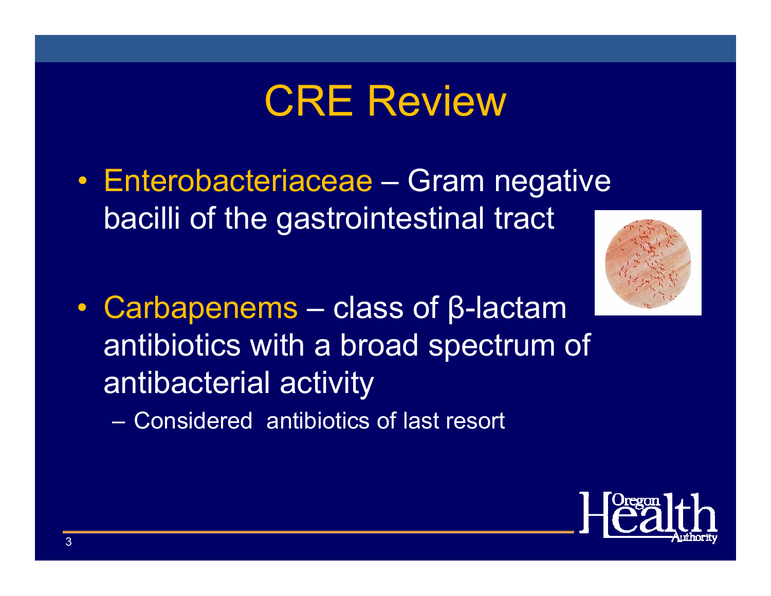# CRE Review

- Enterobacteriaceae – Gram negative bacilli of the gastrointestinal tract

- Carbapenems – class of β-lactam antibiotics with a broad spectrum of antibacterial activity
  - Considered antibiotics of last resort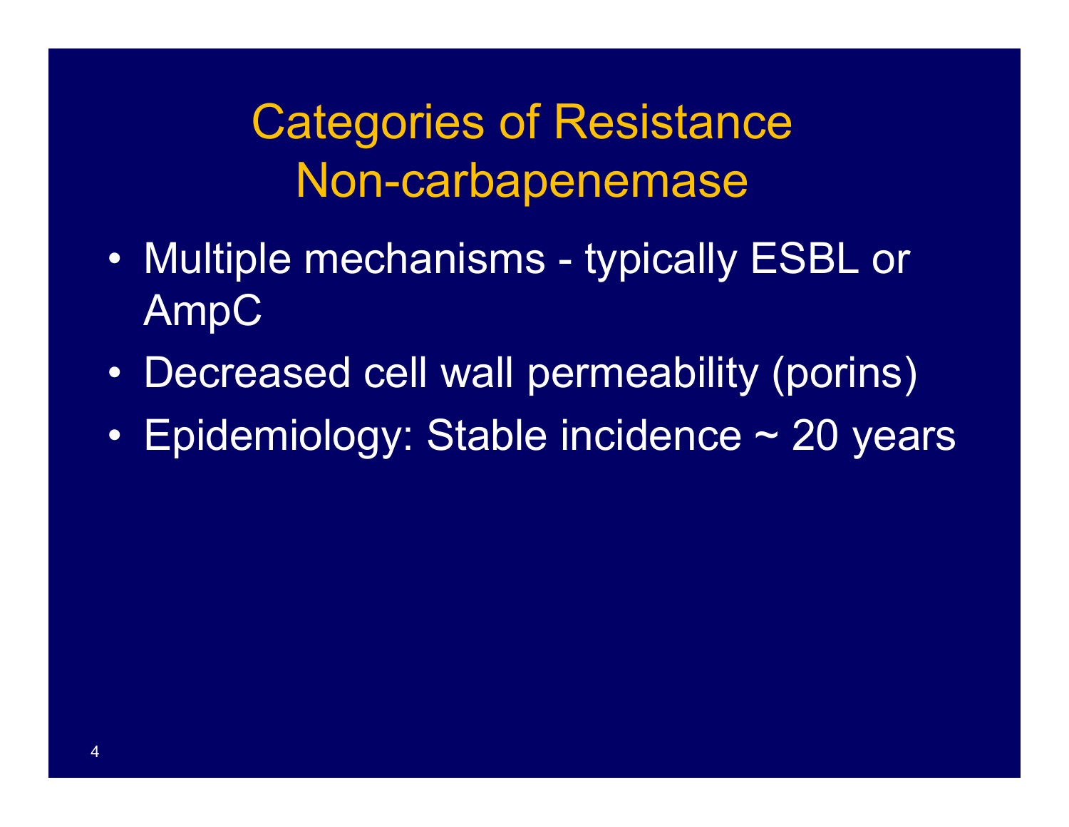# Categories of Resistance
## Non-carbapenemase

- Multiple mechanisms - typically ESBL or AmpC
- Decreased cell wall permeability (porins)
- Epidemiology: Stable incidence ~ 20 years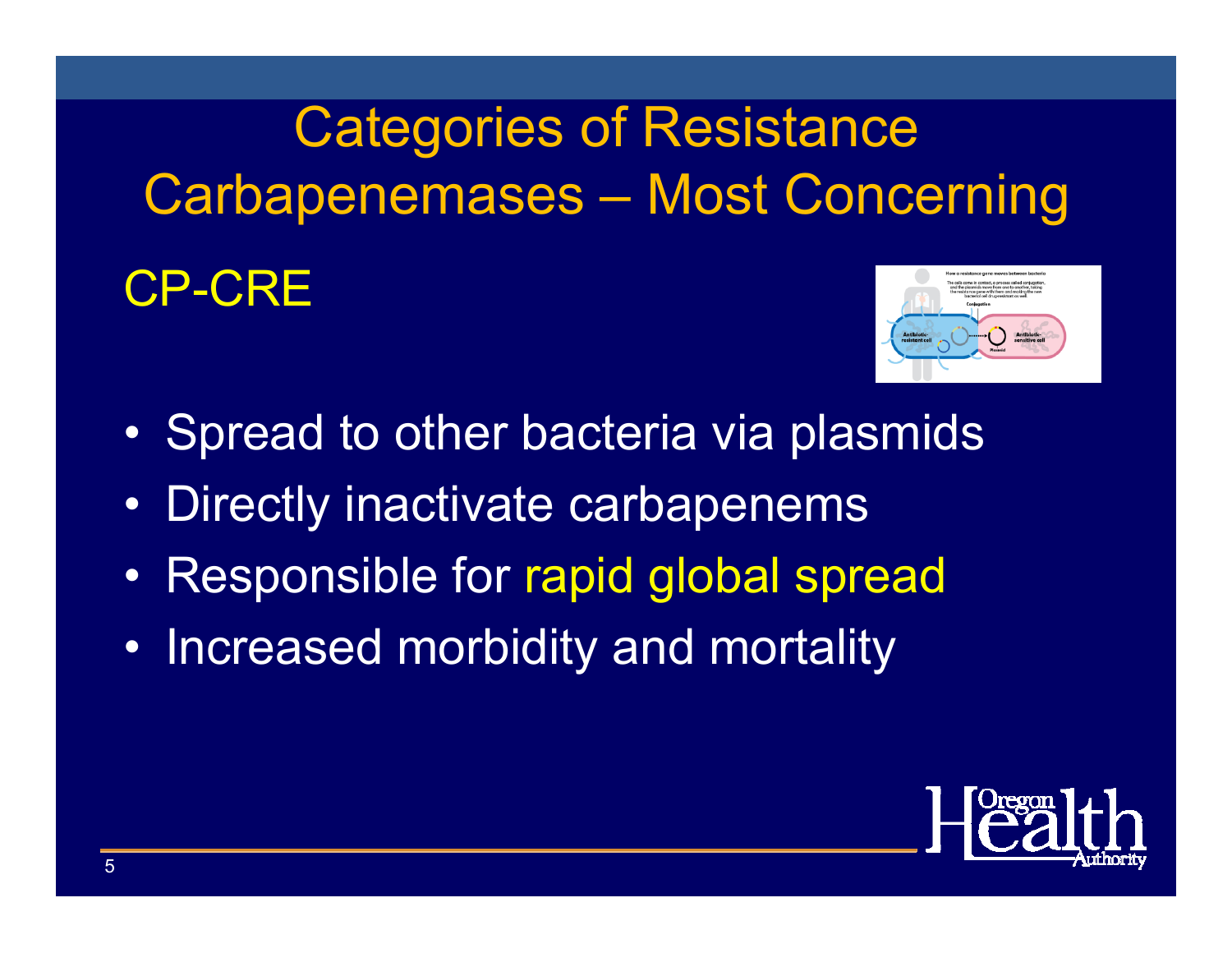# Categories of Resistance
# Carbapenemases – Most Concerning

## CP-CRE

- Spread to other bacteria via plasmids
- Directly inactivate carbapenems
- Responsible for rapid global spread
- Increased morbidity and mortality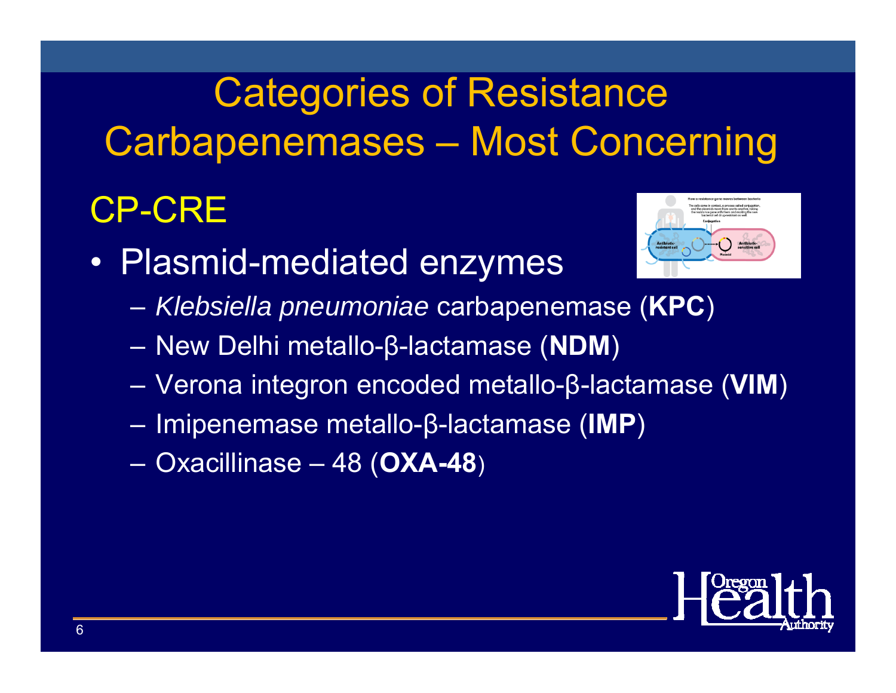# Categories of Resistance
# Carbapenemases – Most Concerning

## CP-CRE

- Plasmid-mediated enzymes
  - *Klebsiella pneumoniae* carbapenemase (**KPC**)
  - New Delhi metallo-β-lactamase (**NDM**)
  - Verona integron encoded metallo-β-lactamase (**VIM**)
  - Imipenemase metallo-β-lactamase (**IMP**)
  - Oxacillinase – 48 (**OXA-48**)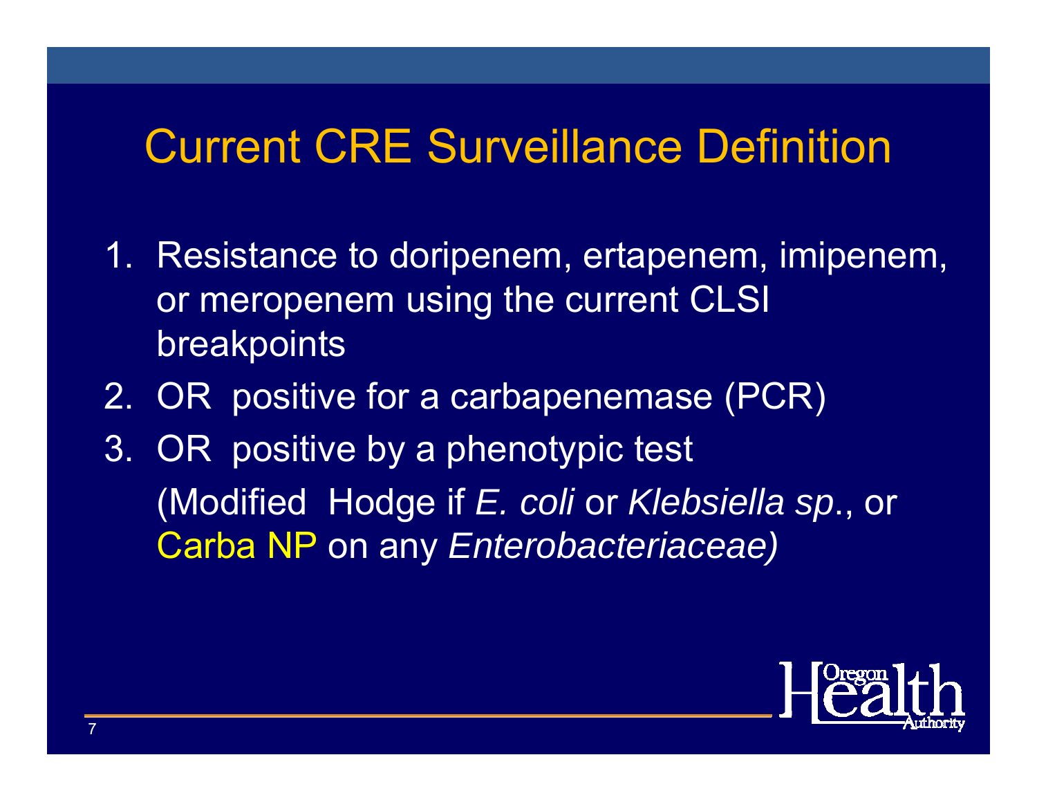# Current CRE Surveillance Definition

1. Resistance to doripenem, ertapenem, imipenem, or meropenem using the current CLSI breakpoints
2. OR positive for a carbapenemase (PCR)
3. OR positive by a phenotypic test
   (Modified Hodge if *E. coli* or *Klebsiella sp*., or Carba NP on any *Enterobacteriaceae)*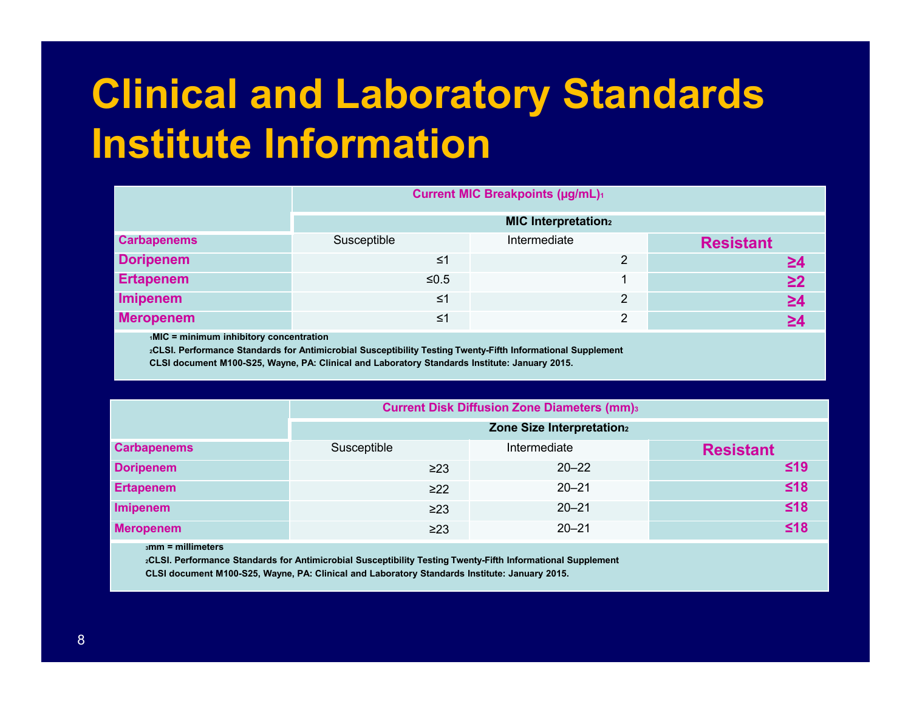# Clinical and Laboratory Standards Institute Information

| | Current MIC Breakpoints (µg/mL)[1] | | |
|---|---|---|---|
| | MIC Interpretation[2] | | |
| **Carbapenems** | Susceptible | Intermediate | **Resistant** |
| **Doripenem** | ≤1 | 2 | **≥4** |
| **Ertapenem** | ≤0.5 | 1 | **≥2** |
| **Imipenem** | ≤1 | 2 | **≥4** |
| **Meropenem** | ≤1 | 2 | **≥4** |

[1]MIC = minimum inhibitory concentration

[2]CLSI. Performance Standards for Antimicrobial Susceptibility Testing Twenty-Fifth Informational Supplement CLSI document M100-S25, Wayne, PA: Clinical and Laboratory Standards Institute: January 2015.

| | Current Disk Diffusion Zone Diameters (mm)[3] | | |
|---|---|---|---|
| | Zone Size Interpretation[2] | | |
| **Carbapenems** | Susceptible | Intermediate | **Resistant** |
| **Doripenem** | ≥23 | 20–22 | **≤19** |
| **Ertapenem** | ≥22 | 20–21 | **≤18** |
| **Imipenem** | ≥23 | 20–21 | **≤18** |
| **Meropenem** | ≥23 | 20–21 | **≤18** |

[3]mm = millimeters

[2]CLSI. Performance Standards for Antimicrobial Susceptibility Testing Twenty-Fifth Informational Supplement CLSI document M100-S25, Wayne, PA: Clinical and Laboratory Standards Institute: January 2015.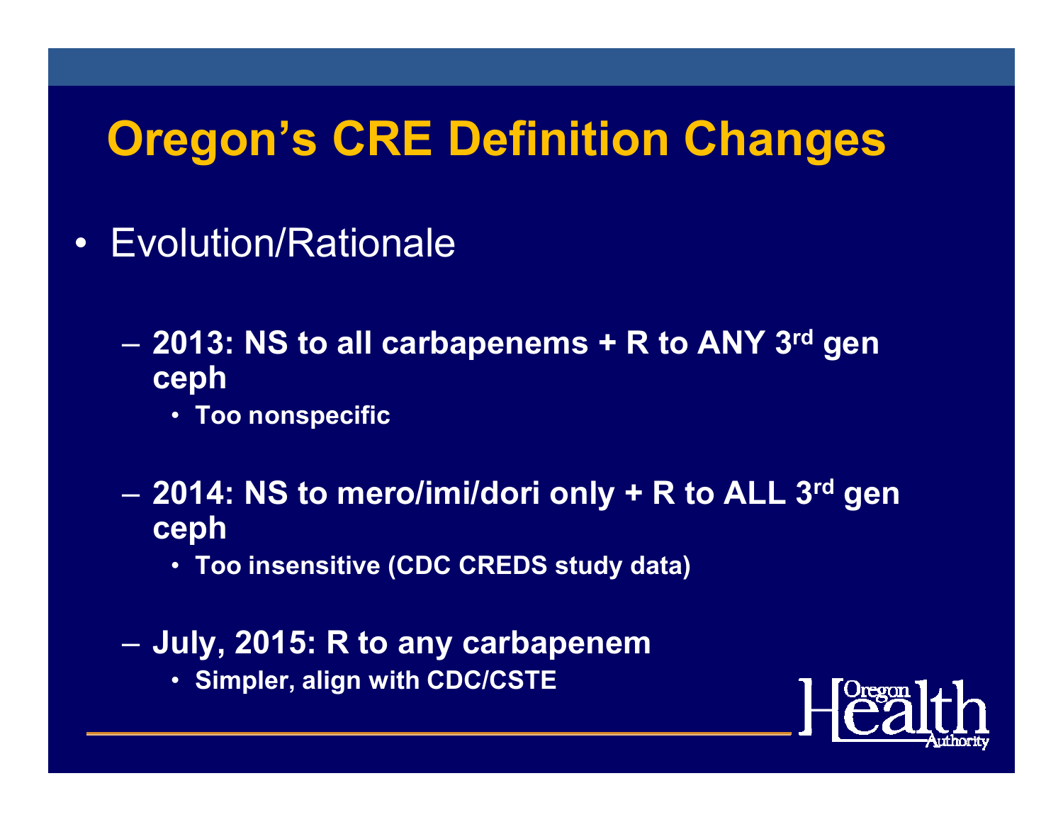# Oregon's CRE Definition Changes

- Evolution/Rationale
  - **2013: NS to all carbapenems + R to ANY 3rd gen ceph**
    - **Too nonspecific**
  - **2014: NS to mero/imi/dori only + R to ALL 3rd gen ceph**
    - **Too insensitive (CDC CREDS study data)**
  - **July, 2015: R to any carbapenem**
    - **Simpler, align with CDC/CSTE**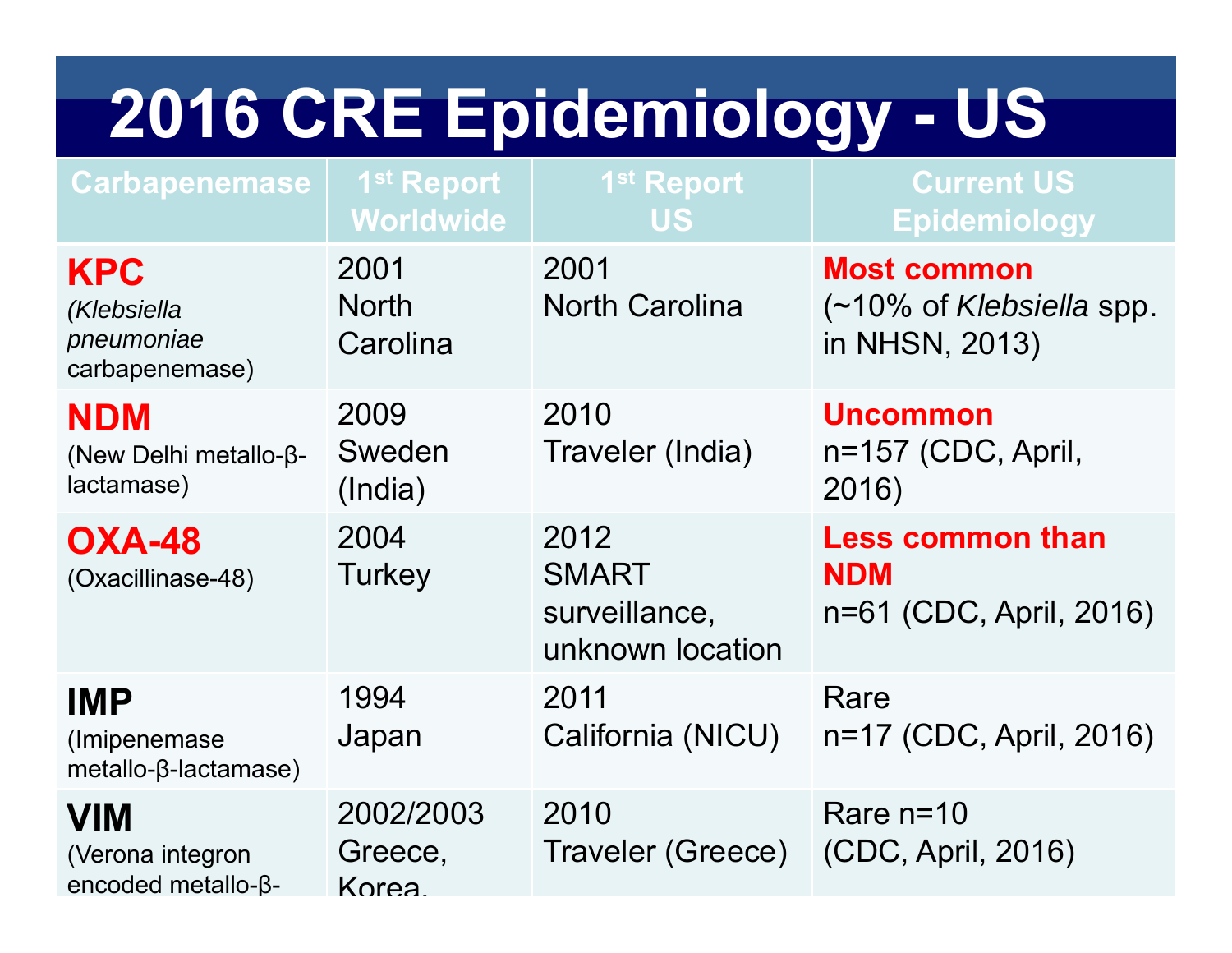# 2016 CRE Epidemiology - US

| Carbapenemase | 1st Report Worldwide | 1st Report US | Current US Epidemiology |
|---|---|---|---|
| **KPC** (*Klebsiella pneumoniae* carbapenemase) | 2001 North Carolina | 2001 North Carolina | **Most common** (~10% of *Klebsiella* spp. in NHSN, 2013) |
| **NDM** (New Delhi metallo-β-lactamase) | 2009 Sweden (India) | 2010 Traveler (India) | **Uncommon** n=157 (CDC, April, 2016) |
| **OXA-48** (Oxacillinase-48) | 2004 Turkey | 2012 SMART surveillance, unknown location | **Less common than NDM** n=61 (CDC, April, 2016) |
| **IMP** (Imipenemase metallo-β-lactamase) | 1994 Japan | 2011 California (NICU) | Rare n=17 (CDC, April, 2016) |
| **VIM** (Verona integron encoded metallo-β- | 2002/2003 Greece, Korea, | 2010 Traveler (Greece) | Rare n=10 (CDC, April, 2016) |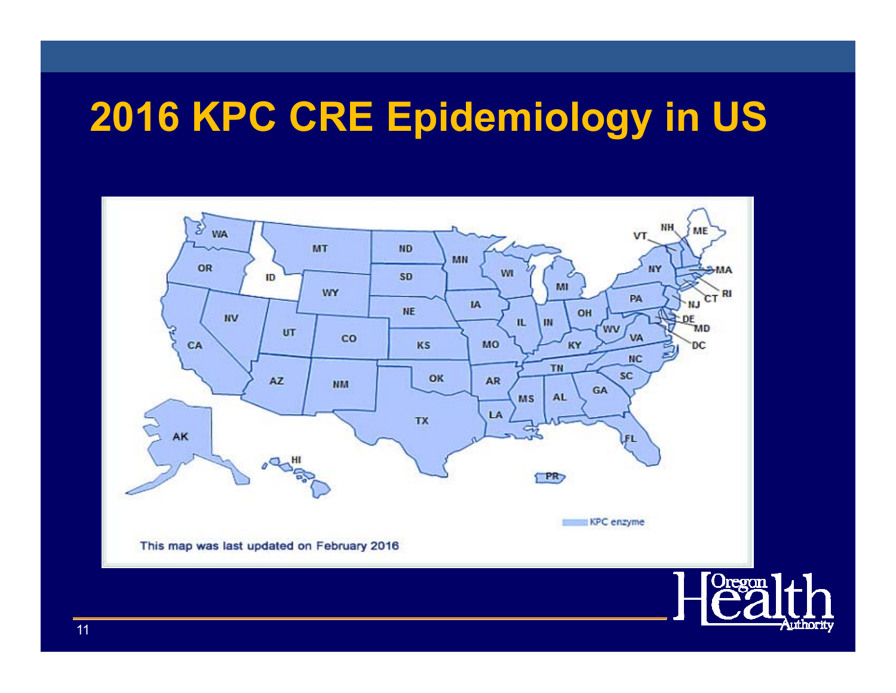# 2016 KPC CRE Epidemiology in US

KPC enzyme

This map was last updated on February 2016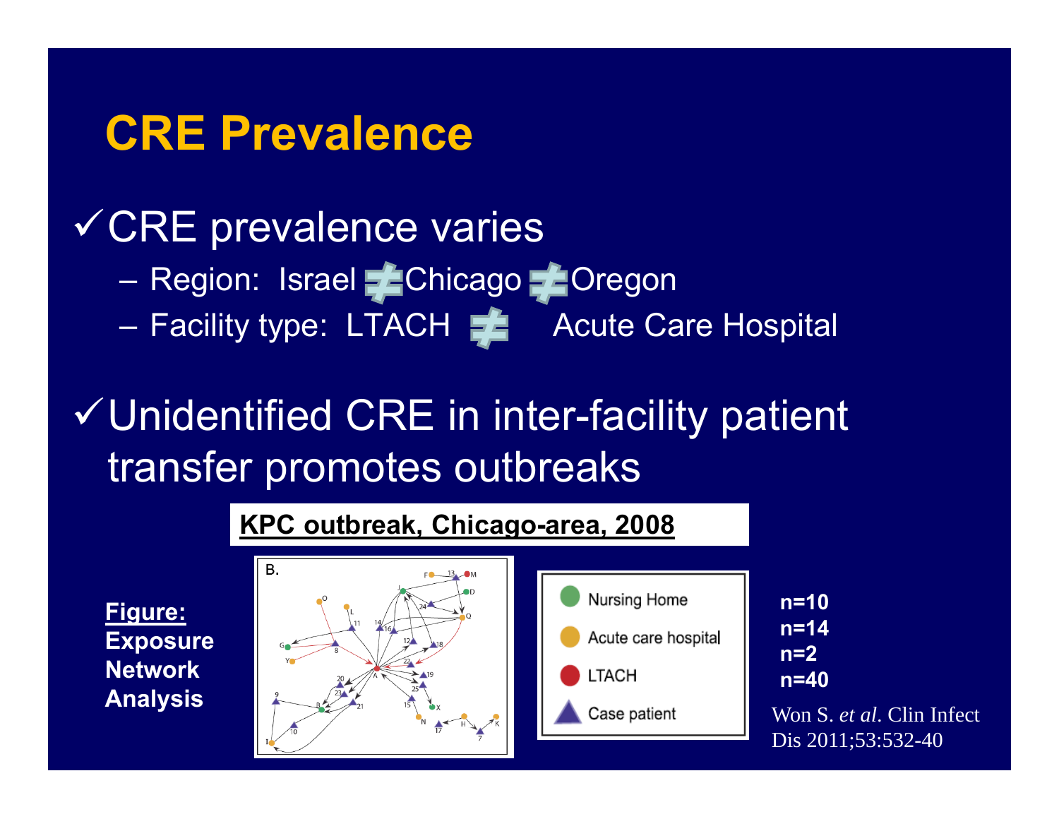# CRE Prevalence

✓ CRE prevalence varies

- Region: Israel ≠ Chicago ≠ Oregon
- Facility type: LTACH ≠ Acute Care Hospital

✓ Unidentified CRE in inter-facility patient transfer promotes outbreaks

**KPC outbreak, Chicago-area, 2008**

**Figure: Exposure Network Analysis**

- Nursing Home — **n=10**
- Acute care hospital — **n=14**
- LTACH — **n=2**
- Case patient — **n=40**

Won S. *et al*. Clin Infect Dis 2011;53:532-40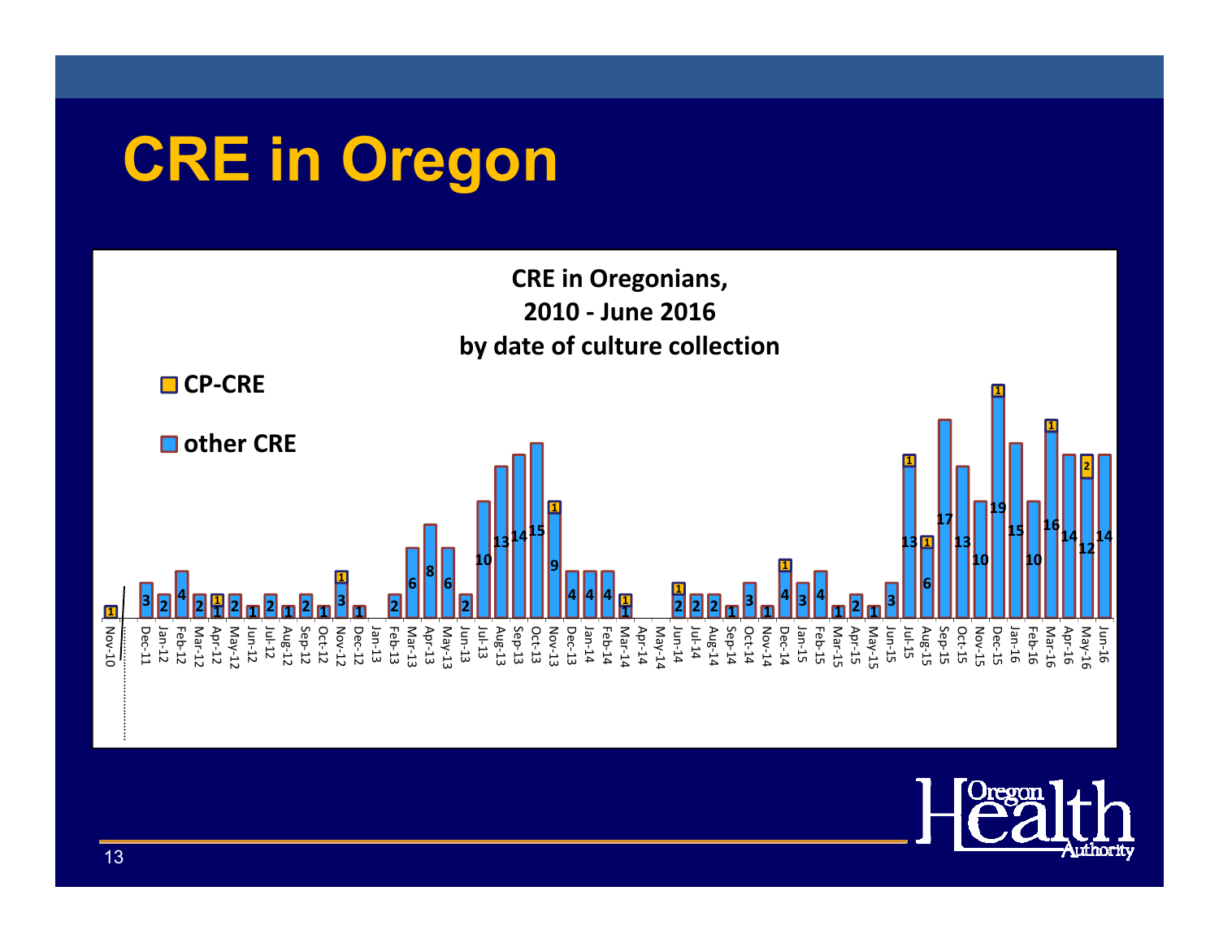# CRE in Oregon

**CRE in Oregonians, 2010 - June 2016 by date of culture collection**

| Month | other CRE | CP-CRE |
|---|---|---|
| Nov-10 | | 1 |
| Dec-11 | 3 | |
| Jan-12 | 2 | |
| Feb-12 | 4 | |
| Mar-12 | 2 | |
| Apr-12 | 1 | 1 |
| May-12 | 2 | |
| Jun-12 | 1 | |
| Jul-12 | 2 | |
| Aug-12 | 1 | |
| Sep-12 | 2 | |
| Oct-12 | 1 | |
| Nov-12 | 3 | 1 |
| Dec-12 | 1 | |
| Jan-13 | | |
| Feb-13 | 2 | |
| Mar-13 | 6 | |
| Apr-13 | 8 | |
| May-13 | 6 | |
| Jun-13 | 2 | |
| Jul-13 | 10 | |
| Aug-13 | 13 | |
| Sep-13 | 14 | |
| Oct-13 | 15 | |
| Nov-13 | 9 | 1 |
| Dec-13 | 4 | |
| Jan-14 | 4 | |
| Feb-14 | 4 | |
| Mar-14 | 1 | 1 |
| Apr-14 | | |
| May-14 | | |
| Jun-14 | 2 | 1 |
| Jul-14 | 2 | |
| Aug-14 | 2 | |
| Sep-14 | 1 | |
| Oct-14 | 3 | |
| Nov-14 | 1 | |
| Dec-14 | 4 | 1 |
| Jan-15 | 3 | |
| Feb-15 | 4 | |
| Mar-15 | 1 | |
| Apr-15 | 2 | |
| May-15 | 1 | |
| Jun-15 | 3 | |
| Jul-15 | 13 | 1 |
| Aug-15 | 6 | 1 |
| Sep-15 | 17 | |
| Oct-15 | 13 | |
| Nov-15 | 10 | |
| Dec-15 | 19 | 1 |
| Jan-16 | 15 | |
| Feb-16 | 10 | |
| Mar-16 | 16 | 1 |
| Apr-16 | 14 | |
| May-16 | 12 | 2 |
| Jun-16 | 14 | |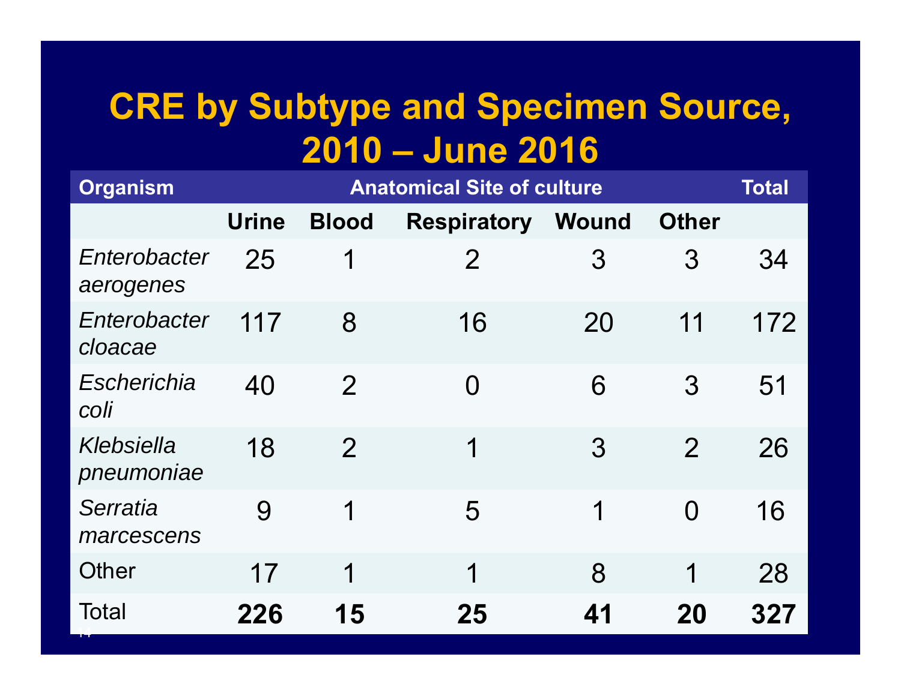# CRE by Subtype and Specimen Source, 2010 – June 2016

| Organism | Anatomical Site of culture | | | | | Total |
|---|---|---|---|---|---|---|
| | Urine | Blood | Respiratory | Wound | Other | |
| *Enterobacter aerogenes* | 25 | 1 | 2 | 3 | 3 | 34 |
| *Enterobacter cloacae* | 117 | 8 | 16 | 20 | 11 | 172 |
| *Escherichia coli* | 40 | 2 | 0 | 6 | 3 | 51 |
| *Klebsiella pneumoniae* | 18 | 2 | 1 | 3 | 2 | 26 |
| *Serratia marcescens* | 9 | 1 | 5 | 1 | 0 | 16 |
| Other | 17 | 1 | 1 | 8 | 1 | 28 |
| Total | **226** | **15** | **25** | **41** | **20** | **327** |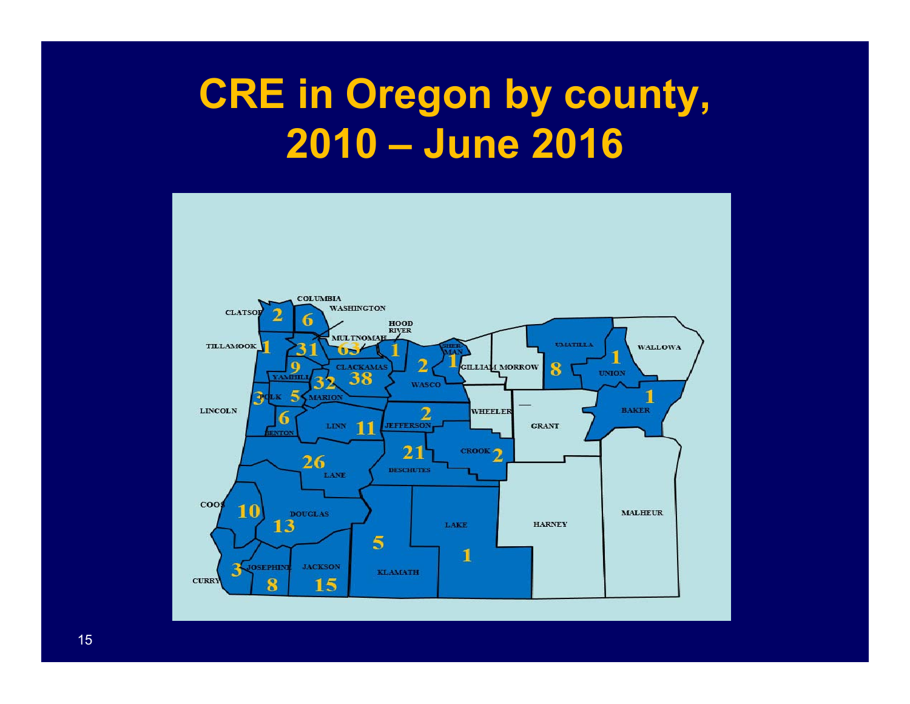# CRE in Oregon by county, 2010 – June 2016

| County | Count |
| --- | --- |
| Clatsop | 2 |
| Columbia | 6 |
| Tillamook | 1 |
| Washington | 31 |
| Multnomah | 63 |
| Hood River | 1 |
| Yamhill | 9 |
| Clackamas | 38 |
| Marion | 32 |
| Polk | 5 |
| Lincoln | 3 |
| Benton | 6 |
| Linn | 11 |
| Wasco | 2 |
| Sherman | 1 |
| Gilliam | |
| Morrow | |
| Umatilla | 8 |
| Union | 1 |
| Wallowa | |
| Baker | 1 |
| Jefferson | 2 |
| Wheeler | |
| Grant | — |
| Crook | 2 |
| Deschutes | 21 |
| Lane | 26 |
| Coos | 10 |
| Douglas | 13 |
| Curry | 3 |
| Josephine | 8 |
| Jackson | 15 |
| Klamath | 5 |
| Lake | 1 |
| Harney | |
| Malheur | |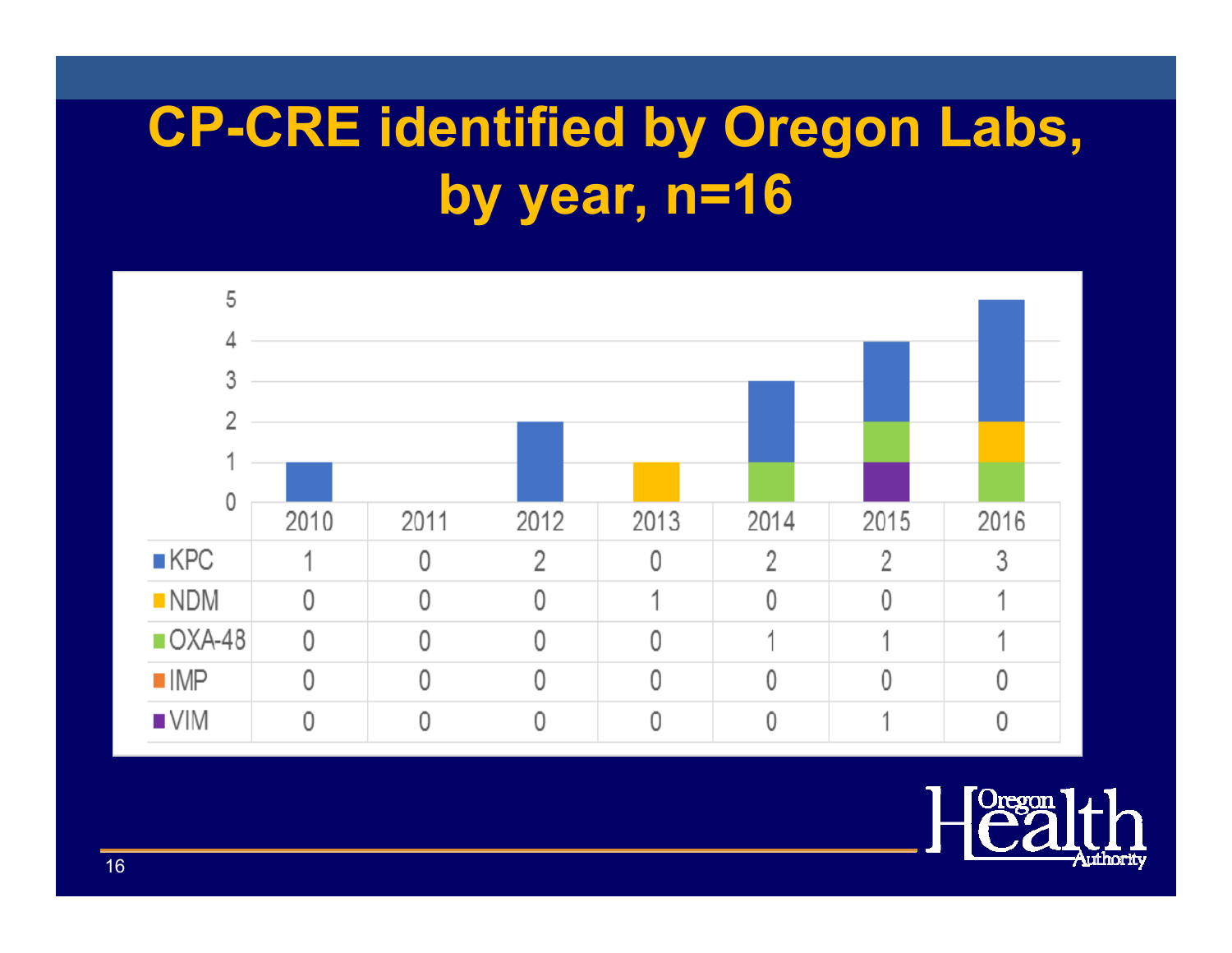# CP-CRE identified by Oregon Labs, by year, n=16

| | 2010 | 2011 | 2012 | 2013 | 2014 | 2015 | 2016 |
|---|---|---|---|---|---|---|---|
| KPC | 1 | 0 | 2 | 0 | 2 | 2 | 3 |
| NDM | 0 | 0 | 0 | 1 | 0 | 0 | 1 |
| OXA-48 | 0 | 0 | 0 | 0 | 1 | 1 | 1 |
| IMP | 0 | 0 | 0 | 0 | 0 | 0 | 0 |
| VIM | 0 | 0 | 0 | 0 | 0 | 1 | 0 |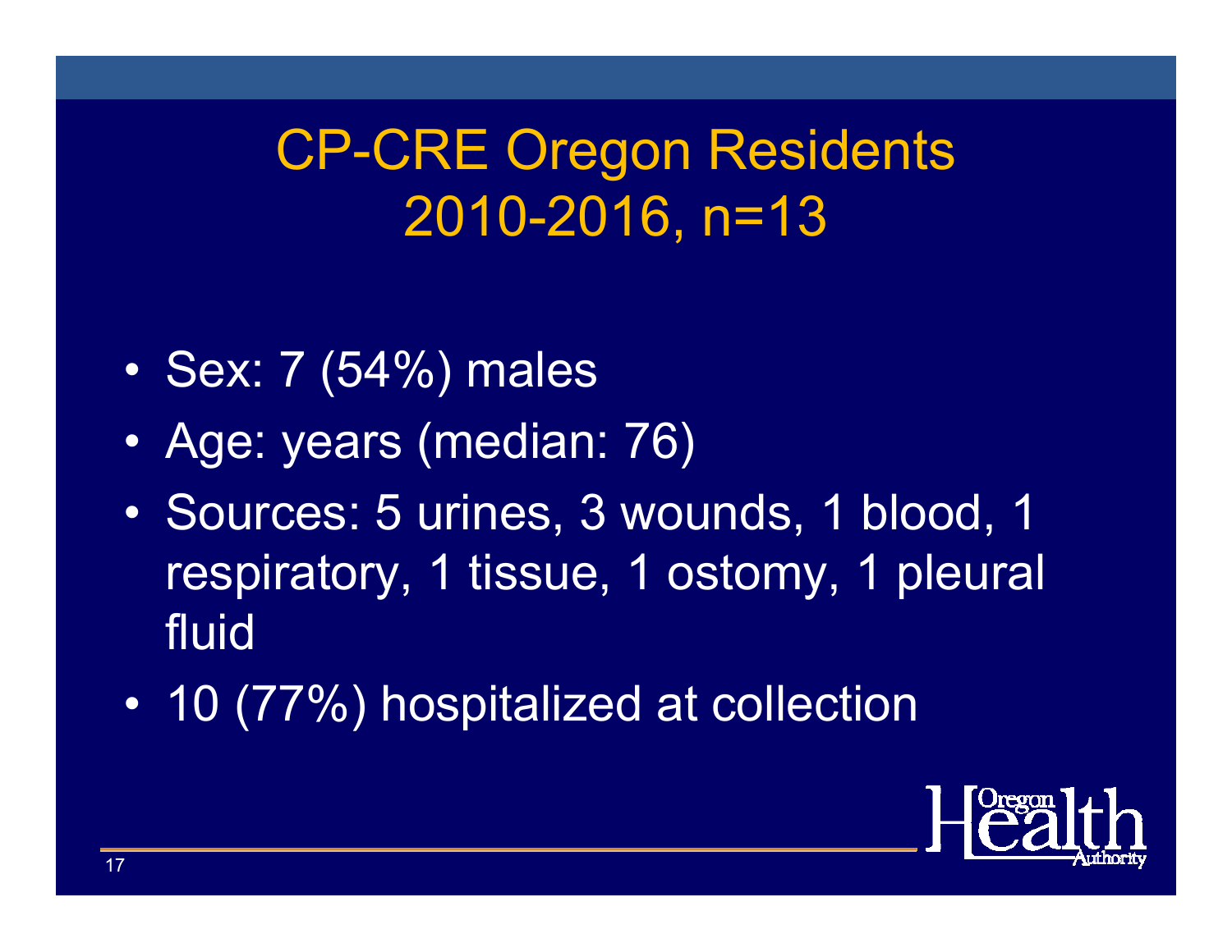# CP-CRE Oregon Residents 2010-2016, n=13

- Sex: 7 (54%) males
- Age: years (median: 76)
- Sources: 5 urines, 3 wounds, 1 blood, 1 respiratory, 1 tissue, 1 ostomy, 1 pleural fluid
- 10 (77%) hospitalized at collection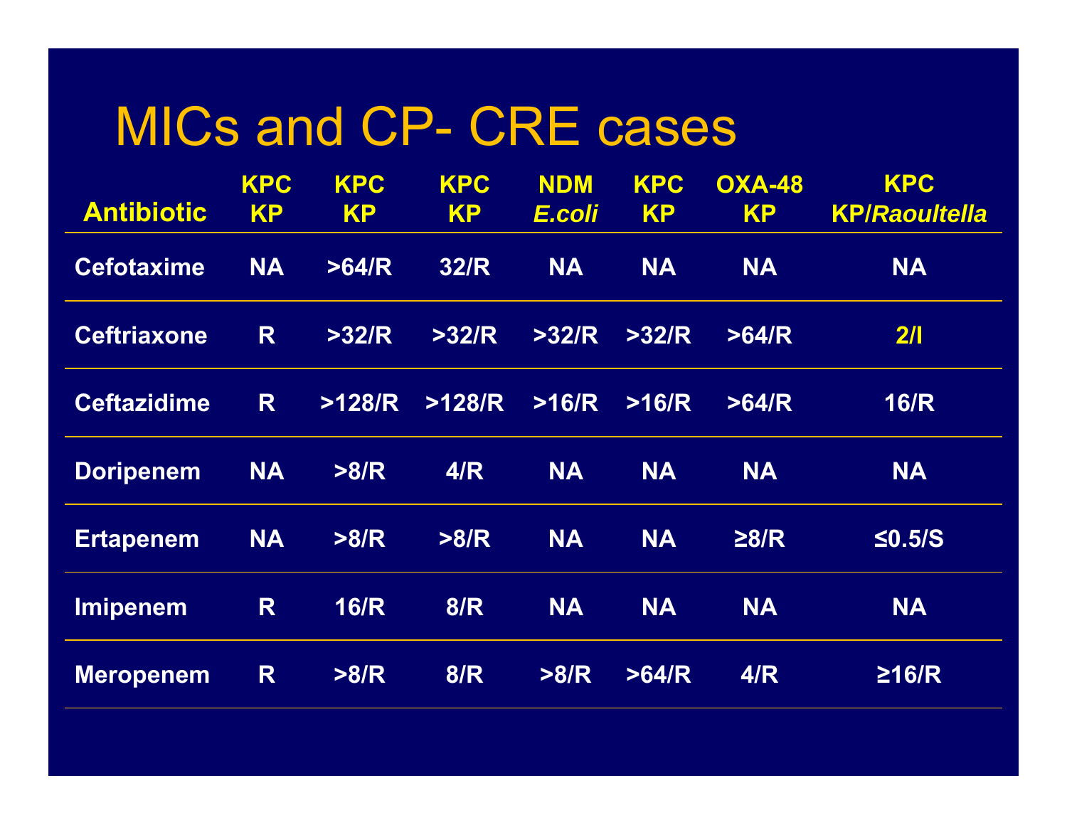# MICs and CP- CRE cases

| Antibiotic | KPC KP | KPC KP | KPC KP | NDM *E.coli* | KPC KP | OXA-48 KP | KPC KP/*Raoultella* |
|---|---|---|---|---|---|---|---|
| Cefotaxime | NA | >64/R | 32/R | NA | NA | NA | NA |
| Ceftriaxone | R | >32/R | >32/R | >32/R | >32/R | >64/R | 2/I |
| Ceftazidime | R | >128/R | >128/R | >16/R | >16/R | >64/R | 16/R |
| Doripenem | NA | >8/R | 4/R | NA | NA | NA | NA |
| Ertapenem | NA | >8/R | >8/R | NA | NA | ≥8/R | ≤0.5/S |
| Imipenem | R | 16/R | 8/R | NA | NA | NA | NA |
| Meropenem | R | >8/R | 8/R | >8/R | >64/R | 4/R | ≥16/R |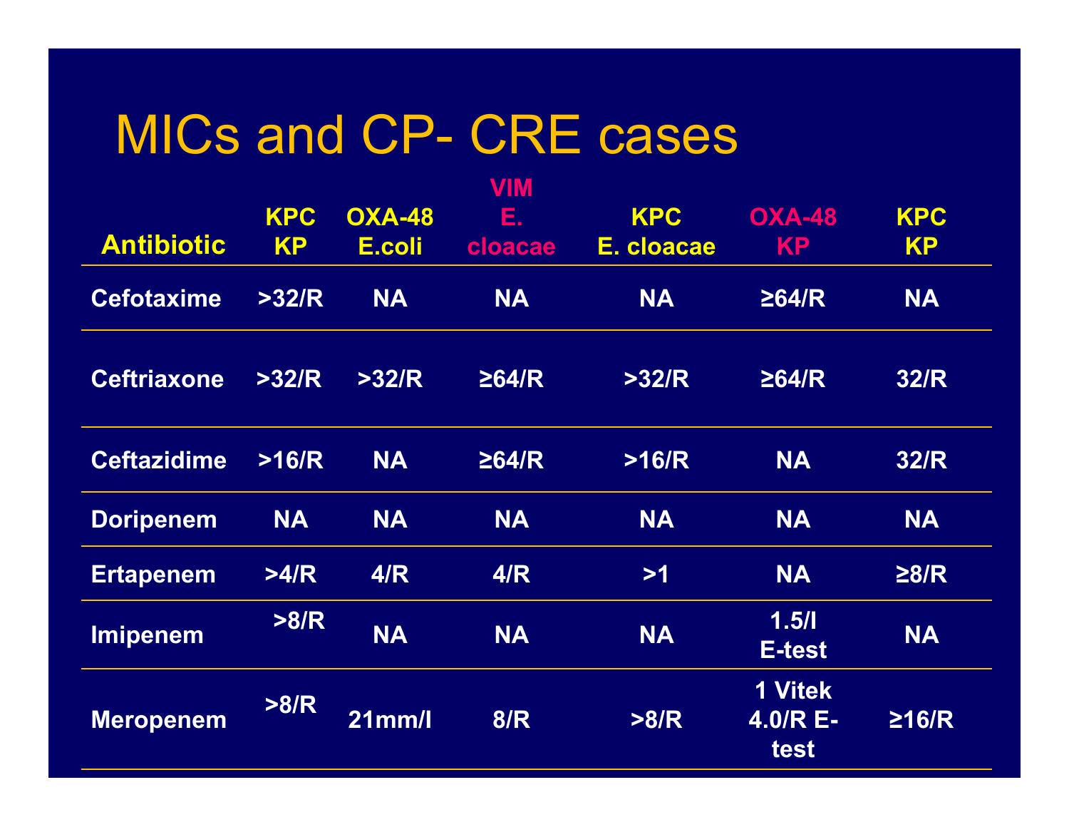# MICs and CP- CRE cases

| Antibiotic | KPC KP | OXA-48 E.coli | VIM E. cloacae | KPC E. cloacae | OXA-48 KP | KPC KP |
|---|---|---|---|---|---|---|
| Cefotaxime | >32/R | NA | NA | NA | ≥64/R | NA |
| Ceftriaxone | >32/R | >32/R | ≥64/R | >32/R | ≥64/R | 32/R |
| Ceftazidime | >16/R | NA | ≥64/R | >16/R | NA | 32/R |
| Doripenem | NA | NA | NA | NA | NA | NA |
| Ertapenem | >4/R | 4/R | 4/R | >1 | NA | ≥8/R |
| Imipenem | >8/R | NA | NA | NA | 1.5/I E-test | NA |
| Meropenem | >8/R | 21mm/I | 8/R | >8/R | 1 Vitek 4.0/R E-test | ≥16/R |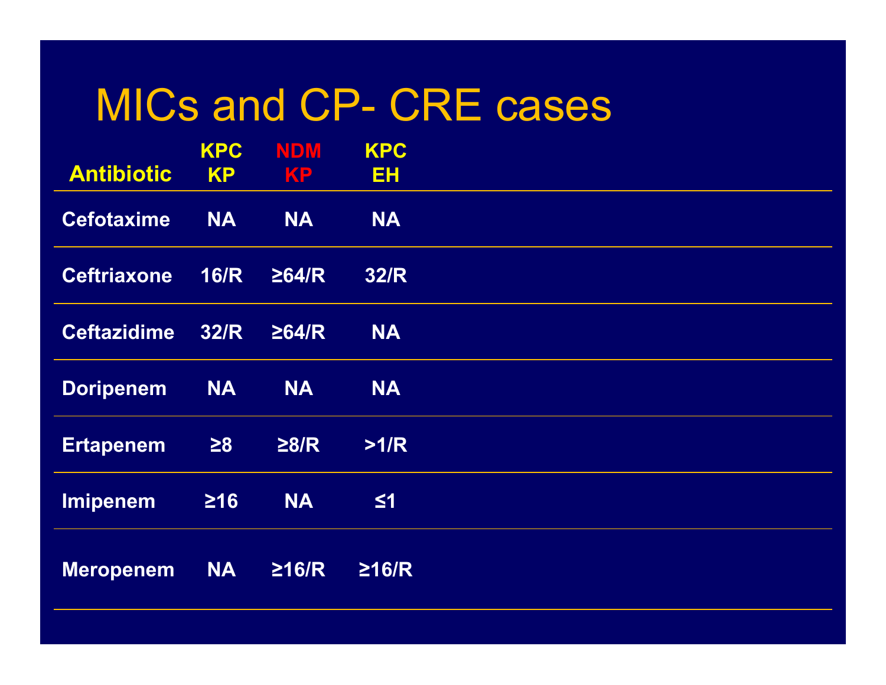# MICs and CP- CRE cases

| Antibiotic | KPC KP | NDM KP | KPC EH |
|---|---|---|---|
| Cefotaxime | NA | NA | NA |
| Ceftriaxone | 16/R | ≥64/R | 32/R |
| Ceftazidime | 32/R | ≥64/R | NA |
| Doripenem | NA | NA | NA |
| Ertapenem | ≥8 | ≥8/R | >1/R |
| Imipenem | ≥16 | NA | ≤1 |
| Meropenem | NA | ≥16/R | ≥16/R |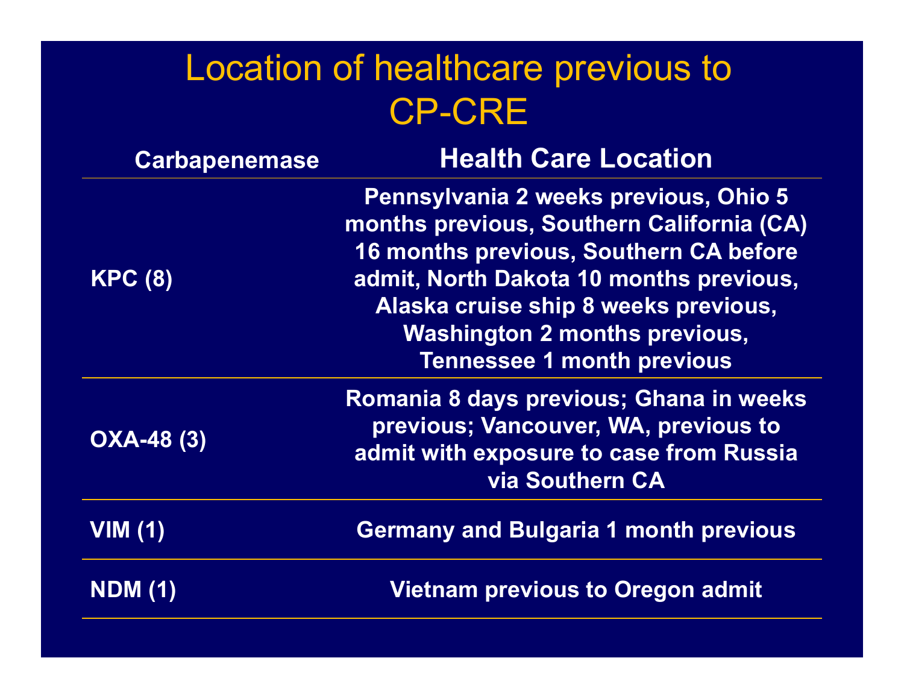# Location of healthcare previous to CP-CRE

| Carbapenemase | Health Care Location |
| --- | --- |
| KPC (8) | Pennsylvania 2 weeks previous, Ohio 5 months previous, Southern California (CA) 16 months previous, Southern CA before admit, North Dakota 10 months previous, Alaska cruise ship 8 weeks previous, Washington 2 months previous, Tennessee 1 month previous |
| OXA-48 (3) | Romania 8 days previous; Ghana in weeks previous; Vancouver, WA, previous to admit with exposure to case from Russia via Southern CA |
| VIM (1) | Germany and Bulgaria 1 month previous |
| NDM (1) | Vietnam previous to Oregon admit |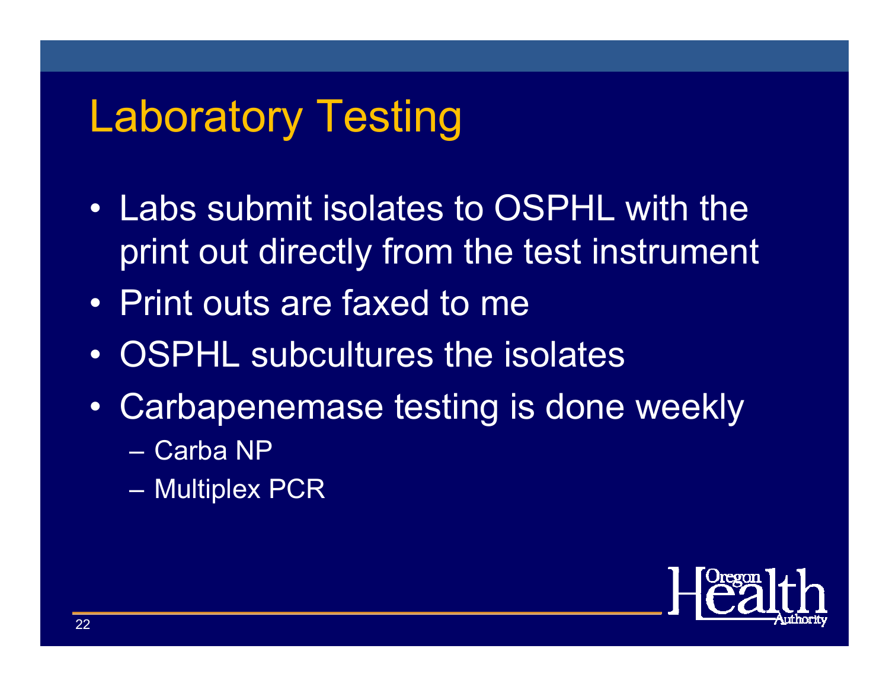# Laboratory Testing

- Labs submit isolates to OSPHL with the print out directly from the test instrument
- Print outs are faxed to me
- OSPHL subcultures the isolates
- Carbapenemase testing is done weekly
  - Carba NP
  - Multiplex PCR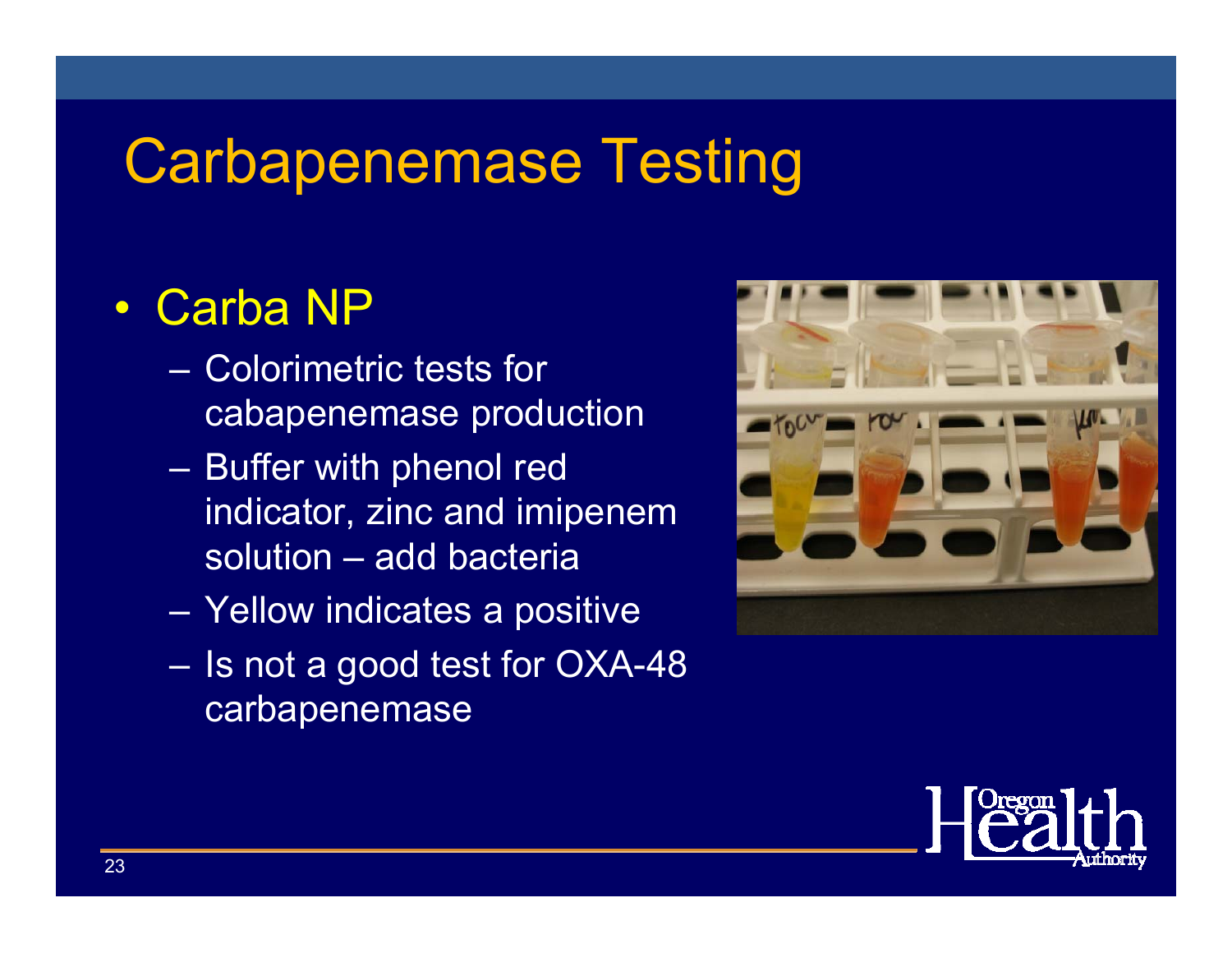# Carbapenemase Testing

- Carba NP
  - Colorimetric tests for cabapenemase production
  - Buffer with phenol red indicator, zinc and imipenem solution – add bacteria
  - Yellow indicates a positive
  - Is not a good test for OXA-48 carbapenemase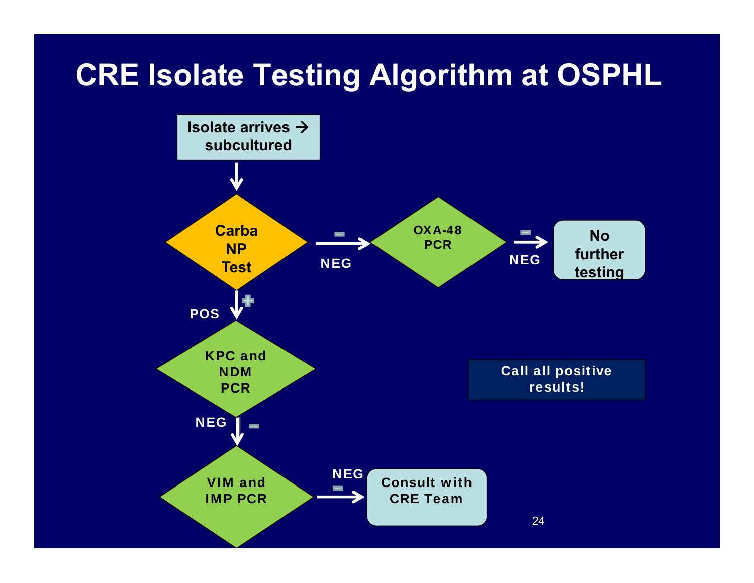# CRE Isolate Testing Algorithm at OSPHL

Isolate arrives → subcultured

↓

**Carba NP Test**

- NEG (−) → **OXA-48 PCR**
  - NEG (−) → **No further testing**
- POS (+) → **KPC and NDM PCR**
  - NEG (−) → **VIM and IMP PCR**
    - NEG (−) → **Consult with CRE Team**

**Call all positive results!**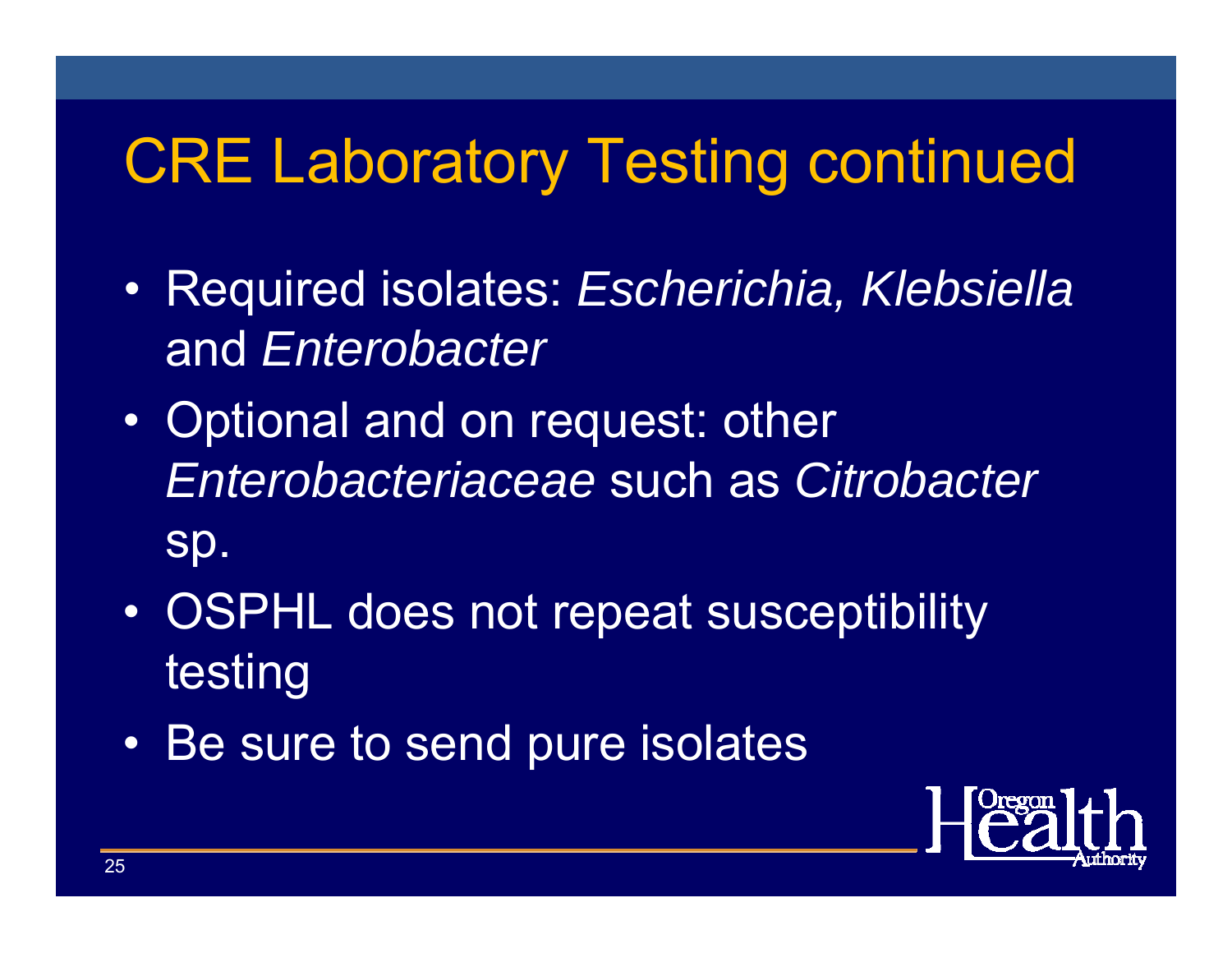# CRE Laboratory Testing continued

- Required isolates: *Escherichia, Klebsiella* and *Enterobacter*
- Optional and on request: other *Enterobacteriaceae* such as *Citrobacter* sp.
- OSPHL does not repeat susceptibility testing
- Be sure to send pure isolates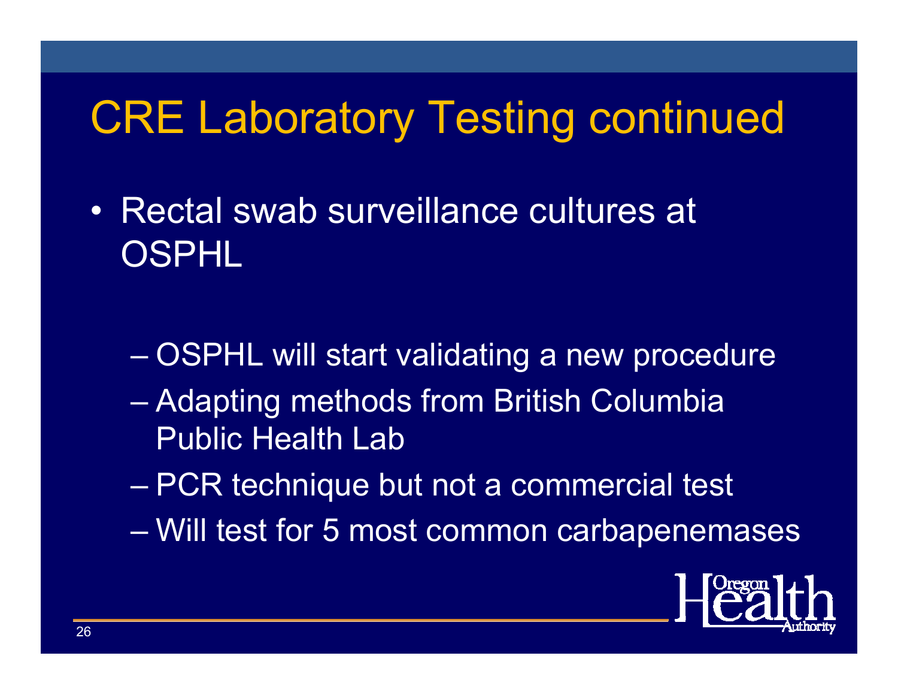# CRE Laboratory Testing continued

- Rectal swab surveillance cultures at OSPHL
  - OSPHL will start validating a new procedure
  - Adapting methods from British Columbia Public Health Lab
  - PCR technique but not a commercial test
  - Will test for 5 most common carbapenemases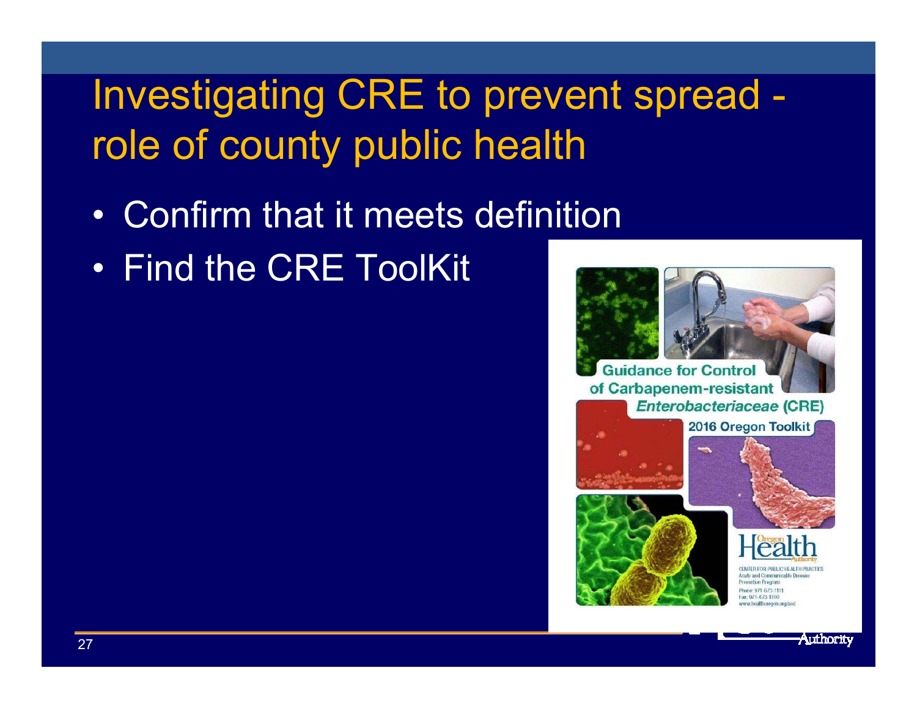# Investigating CRE to prevent spread - role of county public health

- Confirm that it meets definition
- Find the CRE ToolKit

Guidance for Control of Carbapenem-resistant *Enterobacteriaceae* (CRE)

2016 Oregon Toolkit

Oregon Health Authority

CENTER FOR PUBLIC HEALTH PRACTICE
Acute and Communicable Disease Prevention Program
Phone: 971-673-1111
Fax: 971-673-1100
www.healthoregon.org/acd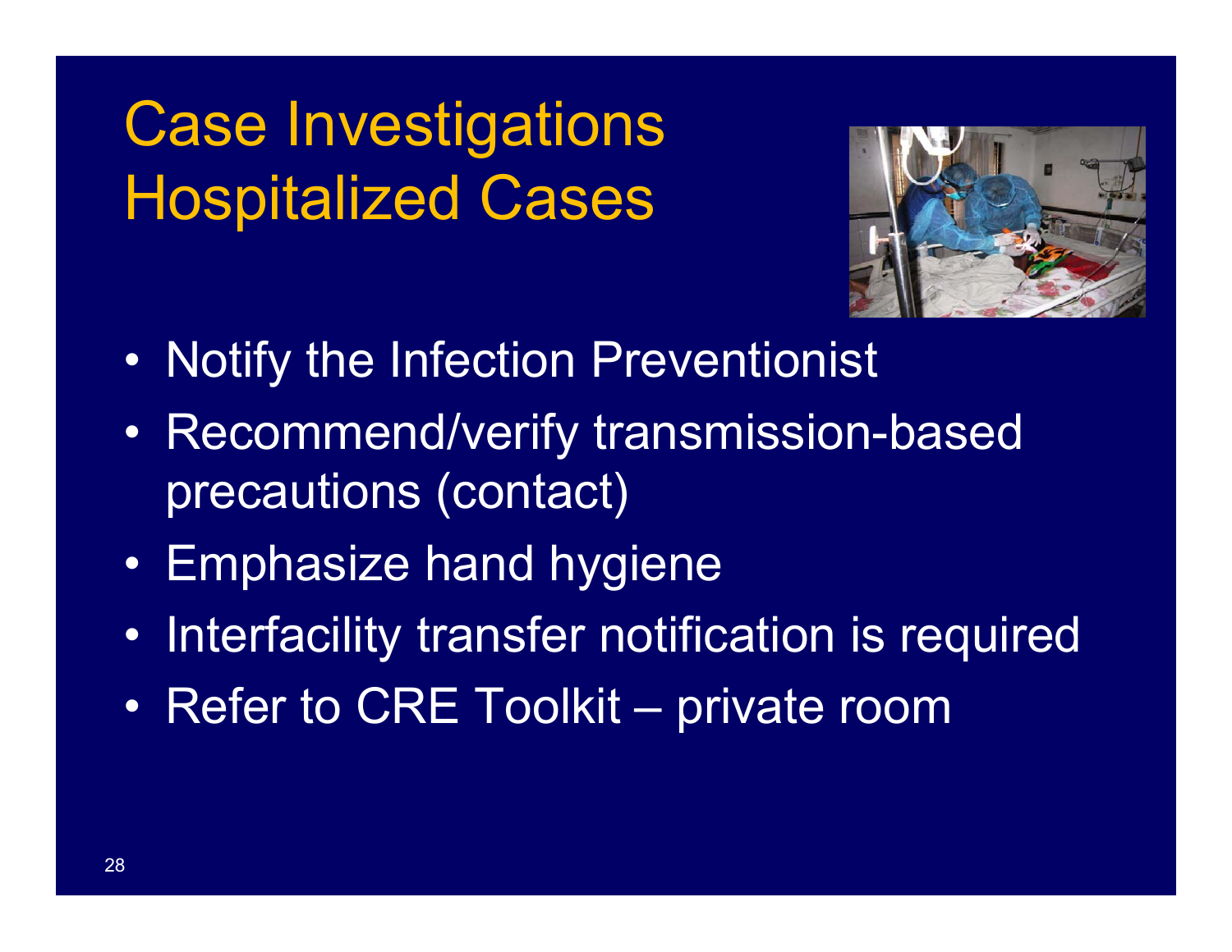# Case Investigations Hospitalized Cases

- Notify the Infection Preventionist
- Recommend/verify transmission-based precautions (contact)
- Emphasize hand hygiene
- Interfacility transfer notification is required
- Refer to CRE Toolkit – private room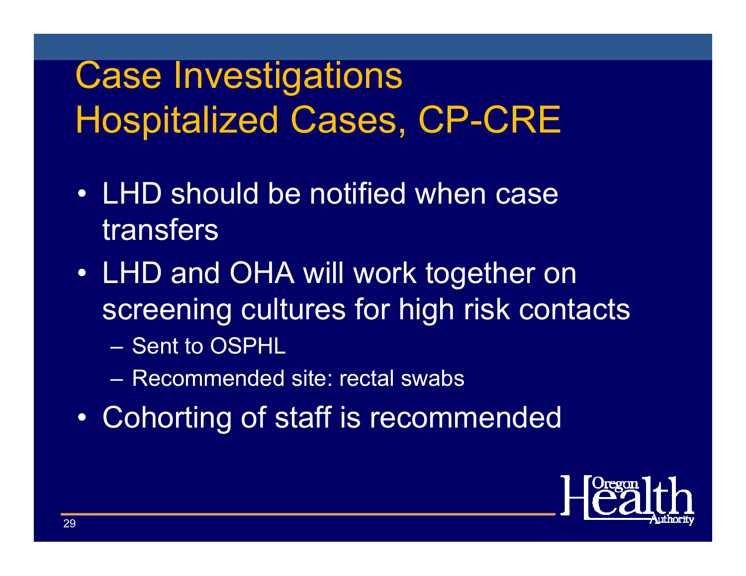# Case Investigations
# Hospitalized Cases, CP-CRE

- LHD should be notified when case transfers
- LHD and OHA will work together on screening cultures for high risk contacts
  - Sent to OSPHL
  - Recommended site: rectal swabs
- Cohorting of staff is recommended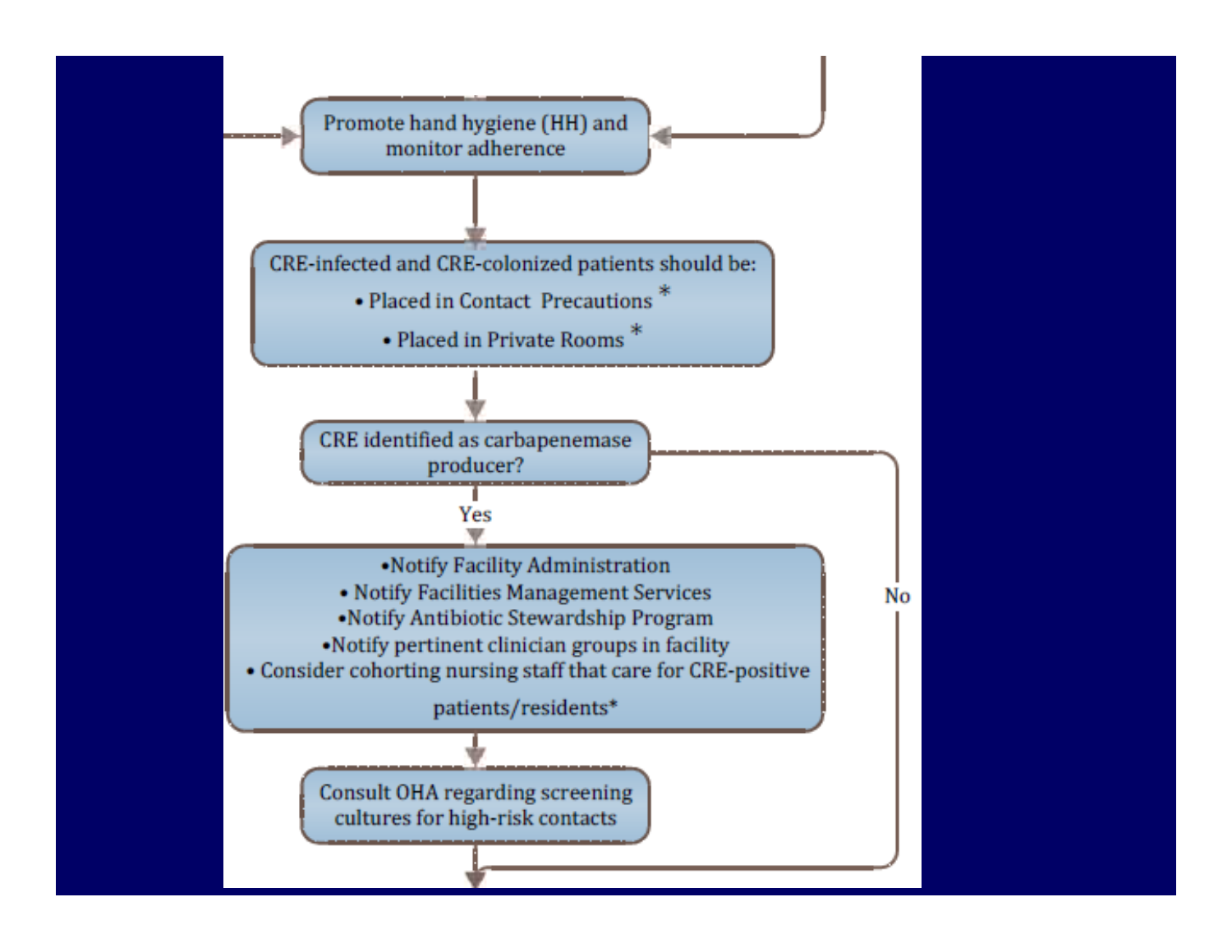Promote hand hygiene (HH) and monitor adherence

CRE-infected and CRE-colonized patients should be:

- Placed in Contact Precautions *
- Placed in Private Rooms *

CRE identified as carbapenemase producer?

Yes

- Notify Facility Administration
- Notify Facilities Management Services
- Notify Antibiotic Stewardship Program
- Notify pertinent clinician groups in facility
- Consider cohorting nursing staff that care for CRE-positive patients/residents*

Consult OHA regarding screening cultures for high-risk contacts

No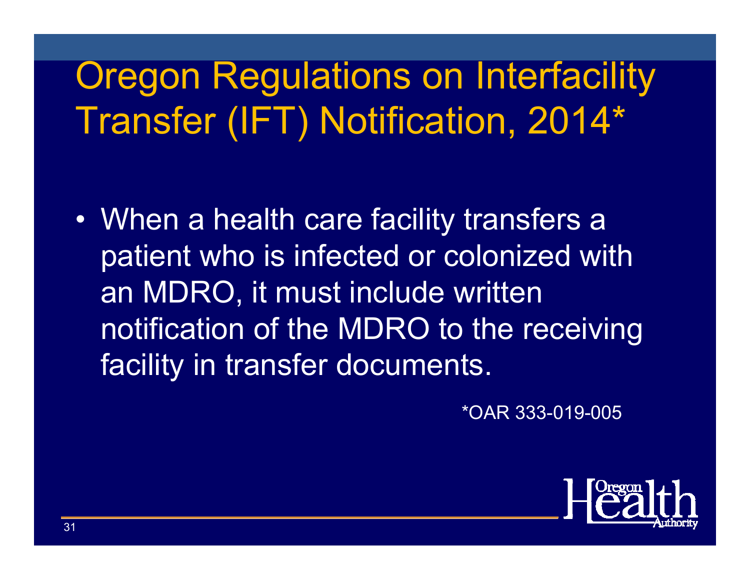# Oregon Regulations on Interfacility Transfer (IFT) Notification, 2014*

- When a health care facility transfers a patient who is infected or colonized with an MDRO, it must include written notification of the MDRO to the receiving facility in transfer documents.

*OAR 333-019-005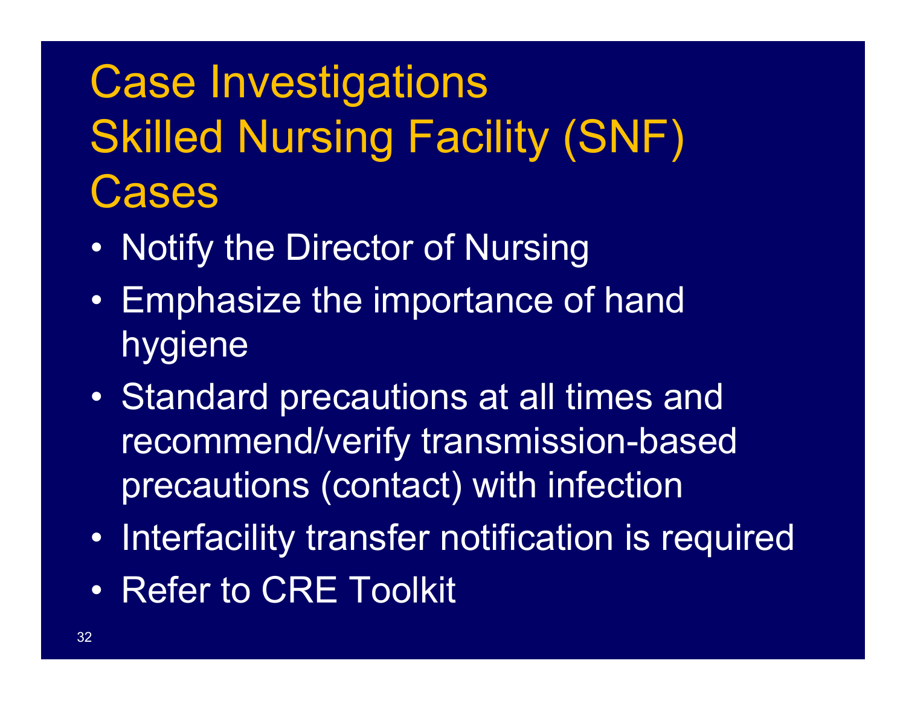# Case Investigations Skilled Nursing Facility (SNF) Cases

- Notify the Director of Nursing
- Emphasize the importance of hand hygiene
- Standard precautions at all times and recommend/verify transmission-based precautions (contact) with infection
- Interfacility transfer notification is required
- Refer to CRE Toolkit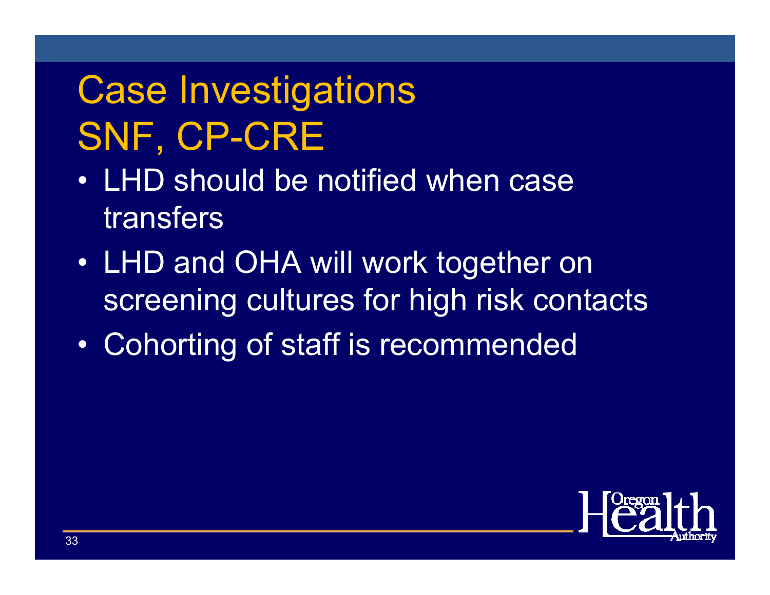# Case Investigations
# SNF, CP-CRE

- LHD should be notified when case transfers
- LHD and OHA will work together on screening cultures for high risk contacts
- Cohorting of staff is recommended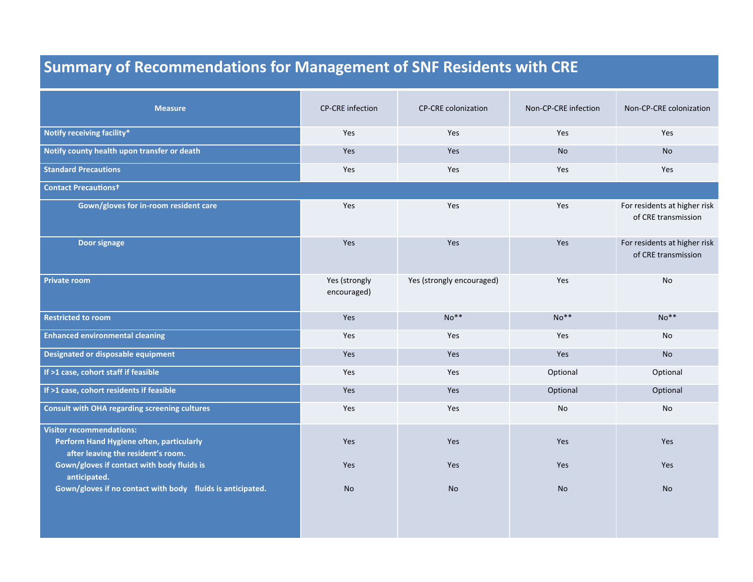# Summary of Recommendations for Management of SNF Residents with CRE

| Measure | CP-CRE infection | CP-CRE colonization | Non-CP-CRE infection | Non-CP-CRE colonization |
|---|---|---|---|---|
| **Notify receiving facility*** | Yes | Yes | Yes | Yes |
| **Notify county health upon transfer or death** | Yes | Yes | No | No |
| **Standard Precautions** | Yes | Yes | Yes | Yes |
| **Contact Precautions†** | | | | |
| **Gown/gloves for in-room resident care** | Yes | Yes | Yes | For residents at higher risk of CRE transmission |
| **Door signage** | Yes | Yes | Yes | For residents at higher risk of CRE transmission |
| **Private room** | Yes (strongly encouraged) | Yes (strongly encouraged) | Yes | No |
| **Restricted to room** | Yes | No** | No** | No** |
| **Enhanced environmental cleaning** | Yes | Yes | Yes | No |
| **Designated or disposable equipment** | Yes | Yes | Yes | No |
| **If >1 case, cohort staff if feasible** | Yes | Yes | Optional | Optional |
| **If >1 case, cohort residents if feasible** | Yes | Yes | Optional | Optional |
| **Consult with OHA regarding screening cultures** | Yes | Yes | No | No |
| **Visitor recommendations:** | | | | |
| **Perform Hand Hygiene often, particularly after leaving the resident's room.** | Yes | Yes | Yes | Yes |
| **Gown/gloves if contact with body fluids is anticipated.** | Yes | Yes | Yes | Yes |
| **Gown/gloves if no contact with body fluids is anticipated.** | No | No | No | No |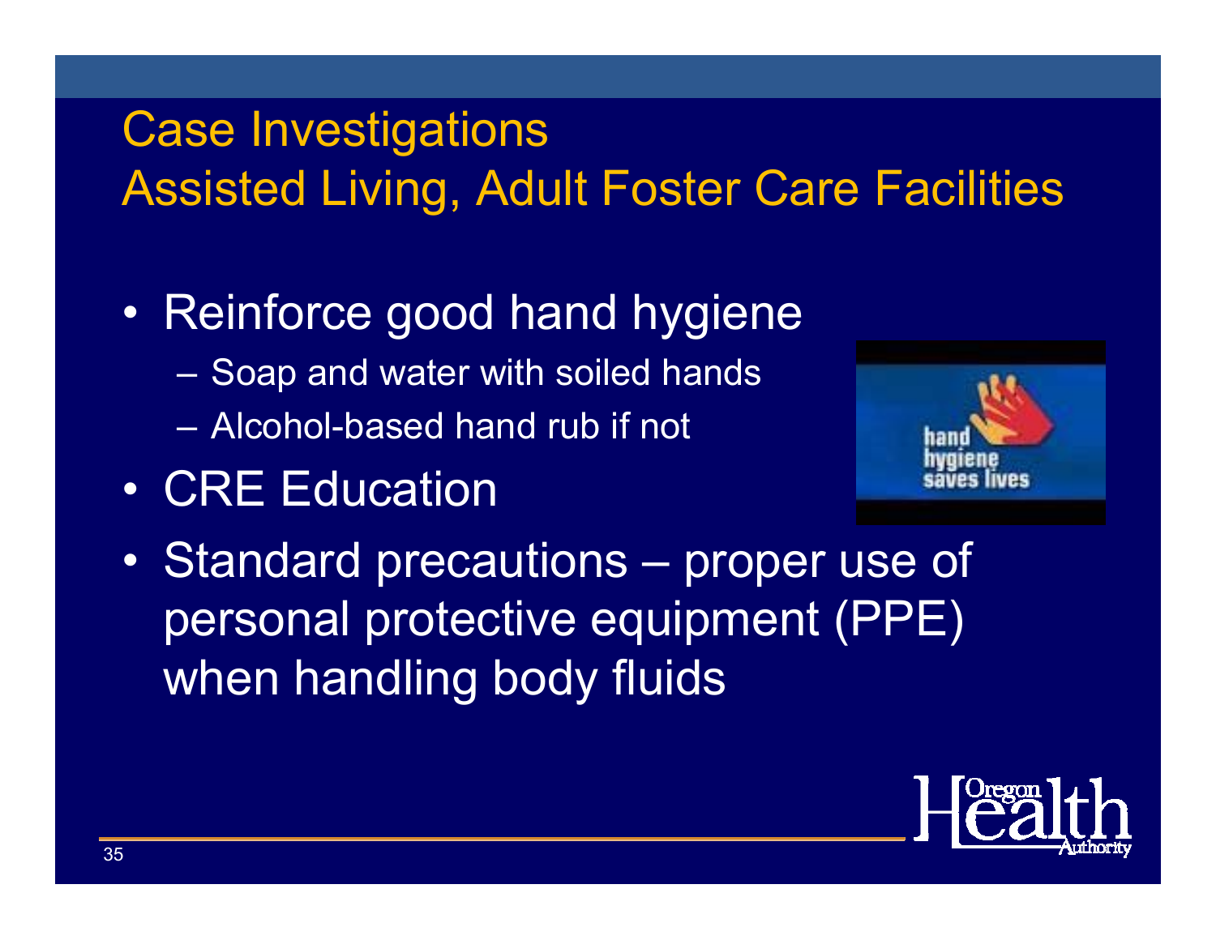# Case Investigations
## Assisted Living, Adult Foster Care Facilities

- Reinforce good hand hygiene
  - Soap and water with soiled hands
  - Alcohol-based hand rub if not
- CRE Education
- Standard precautions – proper use of personal protective equipment (PPE) when handling body fluids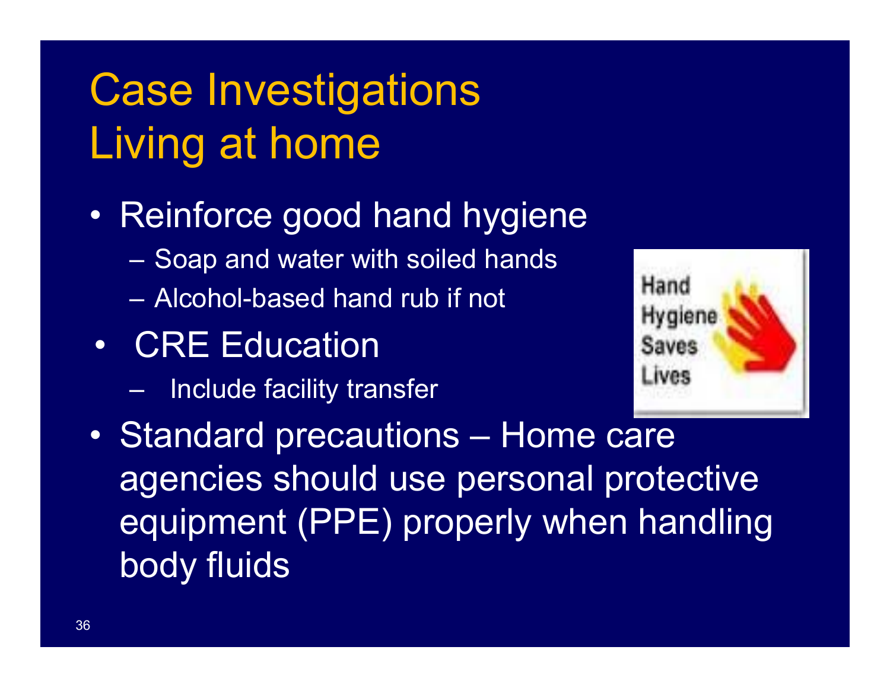# Case Investigations
# Living at home

- Reinforce good hand hygiene
  - Soap and water with soiled hands
  - Alcohol-based hand rub if not
- CRE Education
  - Include facility transfer
- Standard precautions – Home care agencies should use personal protective equipment (PPE) properly when handling body fluids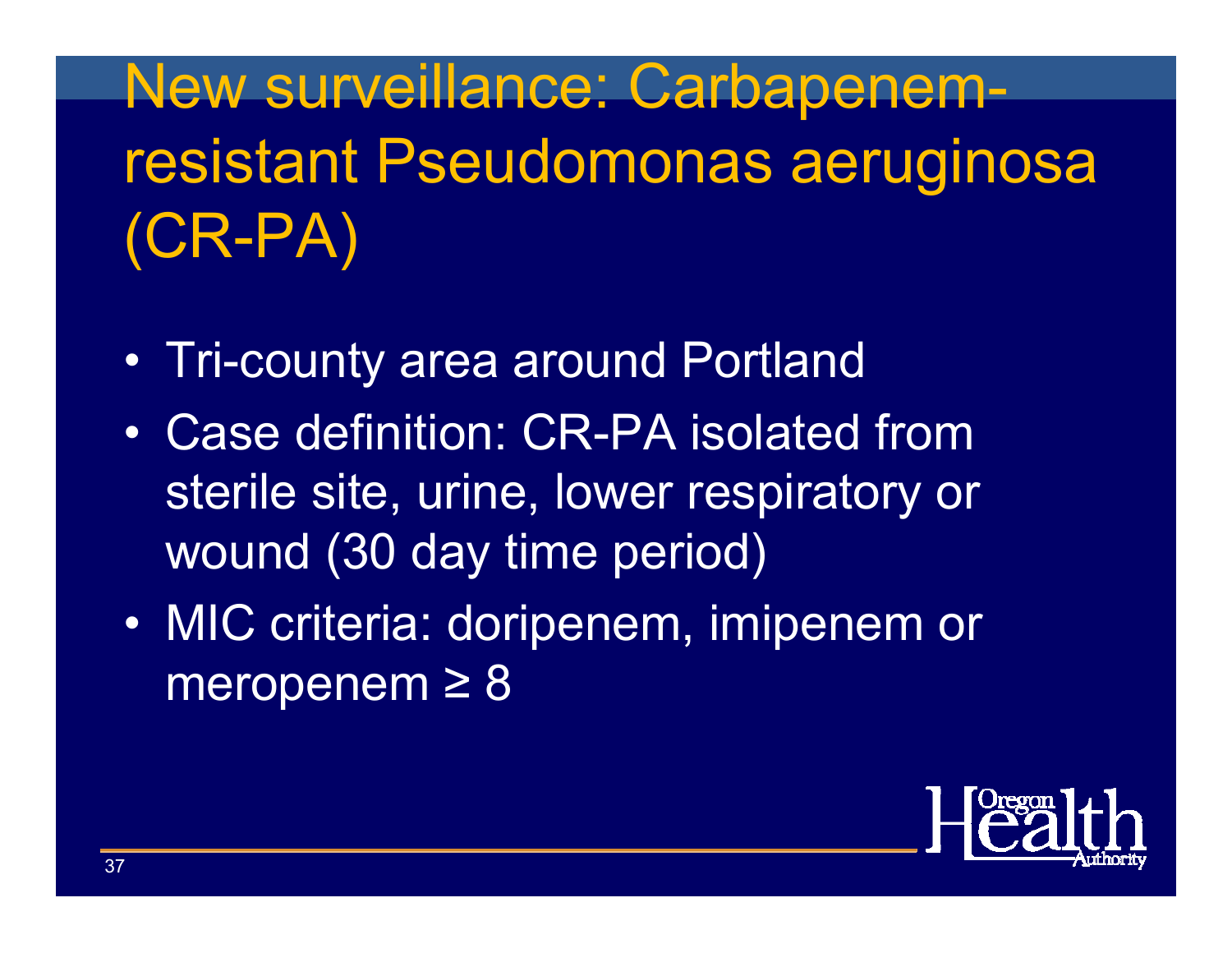# New surveillance: Carbapenem-resistant Pseudomonas aeruginosa (CR-PA)

- Tri-county area around Portland
- Case definition: CR-PA isolated from sterile site, urine, lower respiratory or wound (30 day time period)
- MIC criteria: doripenem, imipenem or meropenem ≥ 8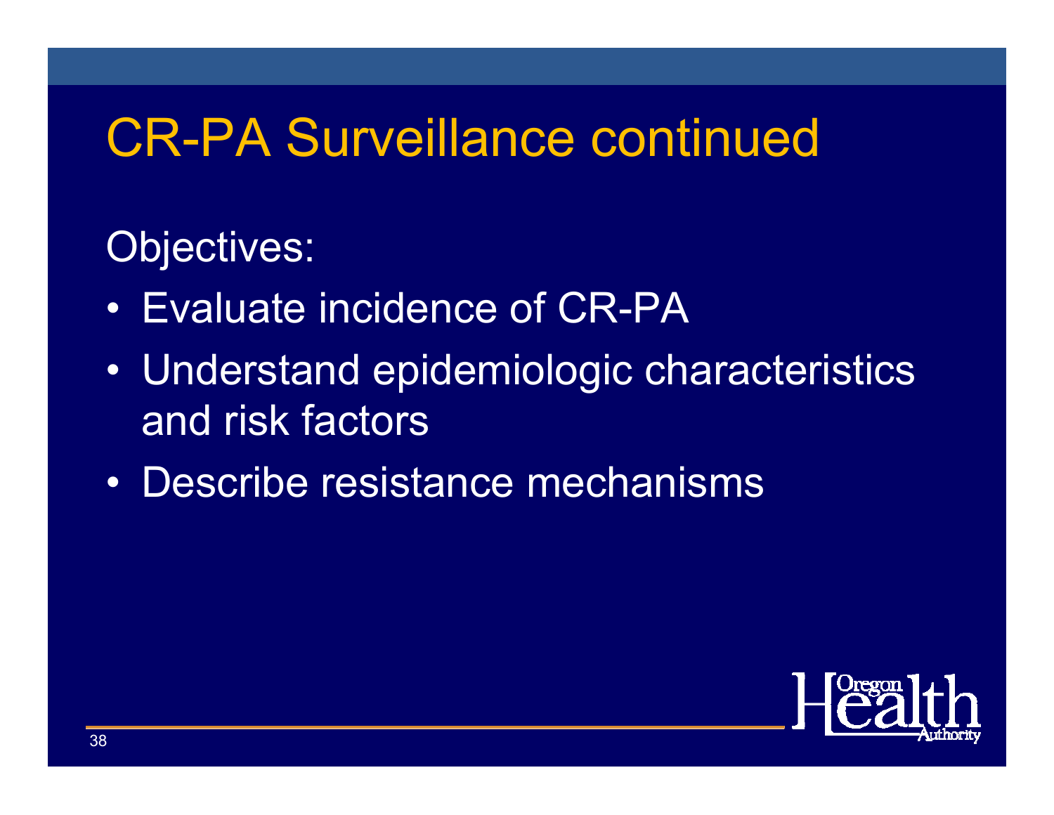# CR-PA Surveillance continued

Objectives:

- Evaluate incidence of CR-PA
- Understand epidemiologic characteristics and risk factors
- Describe resistance mechanisms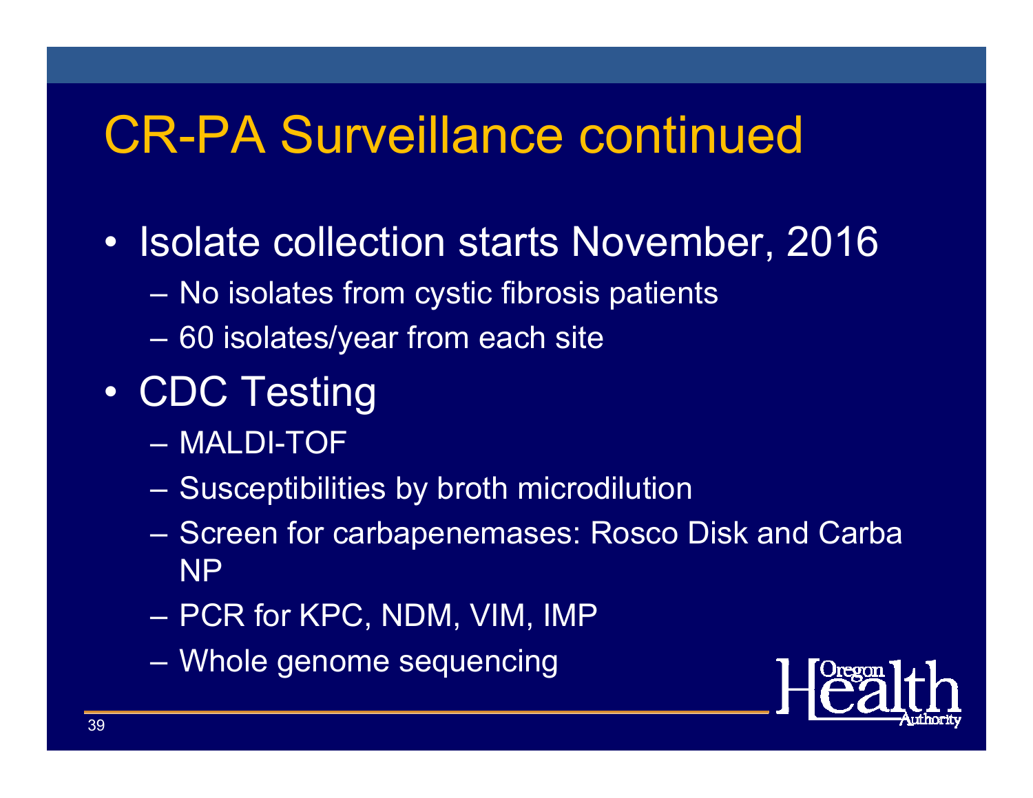# CR-PA Surveillance continued

- Isolate collection starts November, 2016
  - No isolates from cystic fibrosis patients
  - 60 isolates/year from each site
- CDC Testing
  - MALDI-TOF
  - Susceptibilities by broth microdilution
  - Screen for carbapenemases: Rosco Disk and Carba NP
  - PCR for KPC, NDM, VIM, IMP
  - Whole genome sequencing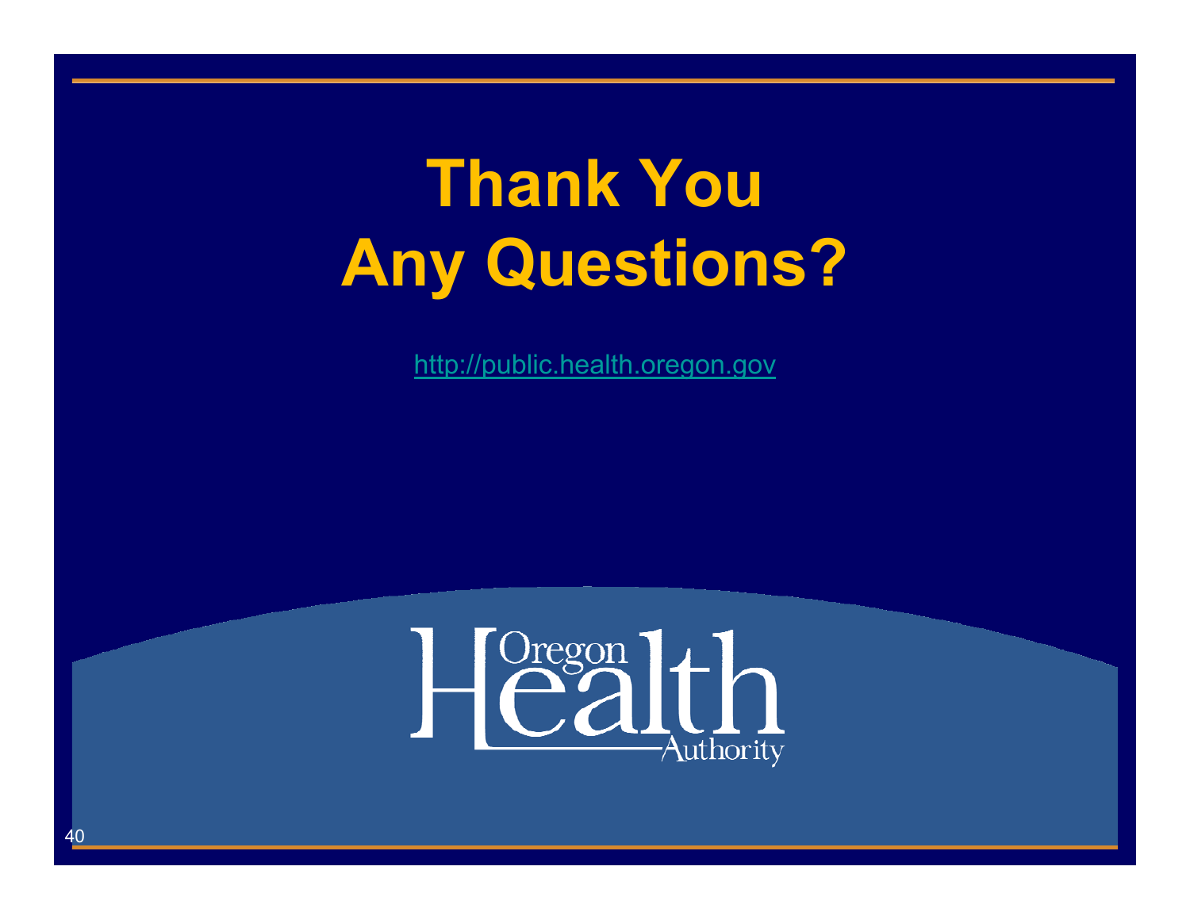# Thank You
# Any Questions?

http://public.health.oregon.gov

Oregon Health Authority